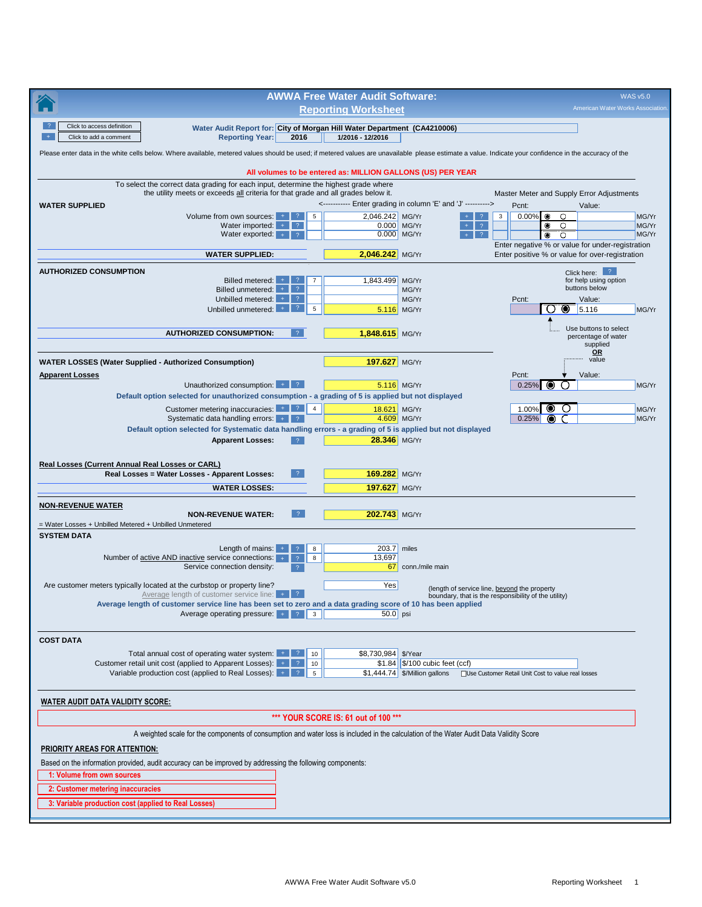# AWWA Free Water Audit Software:
## Reporting Worksheet

WAS v5.0
American Water Works Association.

? Click to access definition
\+ Click to add a comment

**Water Audit Report for:** City of Morgan Hill Water Department (CA4210006)
**Reporting Year:** 2016 | 1/2016 - 12/2016

Please enter data in the white cells below. Where available, metered values should be used; if metered values are unavailable please estimate a value. Indicate your confidence in the accuracy of the

**All volumes to be entered as: MILLION GALLONS (US) PER YEAR**

To select the correct data grading for each input, determine the highest grade where the utility meets or exceeds all criteria for that grade and all grades below it.

<----------- Enter grading in column 'E' and 'J' ---------->

### WATER SUPPLIED

| | Grade | Value | Unit | Master Meter and Supply Error Adjustments: Grade | Pcnt | Value | Unit |
|---|---|---|---|---|---|---|---|
| Volume from own sources: | 5 | 2,046.242 | MG/Yr | 3 | 0.00% | | MG/Yr |
| Water imported: | | 0.000 | MG/Yr | | | | MG/Yr |
| Water exported: | | 0.000 | MG/Yr | | | | MG/Yr |
| **WATER SUPPLIED:** | | **2,046.242** | MG/Yr | | | | |

Enter negative % or value for under-registration
Enter positive % or value for over-registration

### AUTHORIZED CONSUMPTION

Click here: ? for help using option buttons below

| | Grade | Value | Unit | Pcnt | Value | Unit |
|---|---|---|---|---|---|---|
| Billed metered: | 7 | 1,843.499 | MG/Yr | | | |
| Billed unmetered: | | | MG/Yr | | | |
| Unbilled metered: | | | MG/Yr | | | |
| Unbilled unmetered: | 5 | 5.116 | MG/Yr | | 5.116 | MG/Yr |
| **AUTHORIZED CONSUMPTION:** | | **1,848.615** | MG/Yr | | | |

Use buttons to select percentage of water supplied OR value

### WATER LOSSES (Water Supplied - Authorized Consumption)

**197.627** MG/Yr

#### Apparent Losses

| | Grade | Value | Unit | Pcnt | Value | Unit |
|---|---|---|---|---|---|---|
| Unauthorized consumption: | | 5.116 | MG/Yr | 0.25% | | MG/Yr |

Default option selected for unauthorized consumption - a grading of 5 is applied but not displayed

| | Grade | Value | Unit | Pcnt | Value | Unit |
|---|---|---|---|---|---|---|
| Customer metering inaccuracies: | 4 | 18.621 | MG/Yr | 1.00% | | MG/Yr |
| Systematic data handling errors: | | 4.609 | MG/Yr | 0.25% | | MG/Yr |

Default option selected for Systematic data handling errors - a grading of 5 is applied but not displayed

**Apparent Losses:** **28.346** MG/Yr

#### Real Losses (Current Annual Real Losses or CARL)

**Real Losses = Water Losses - Apparent Losses:** **169.282** MG/Yr

**WATER LOSSES:** **197.627** MG/Yr

### NON-REVENUE WATER

**NON-REVENUE WATER:** **202.743** MG/Yr

= Water Losses + Unbilled Metered + Unbilled Unmetered

### SYSTEM DATA

| | Grade | Value | Unit |
|---|---|---|---|
| Length of mains: | 8 | 203.7 | miles |
| Number of active AND inactive service connections: | 8 | 13,697 | |
| Service connection density: | | 67 | conn./mile main |
| Are customer meters typically located at the curbstop or property line? | | Yes | |
| Average length of customer service line: | | | |

(length of service line, beyond the property boundary, that is the responsibility of the utility)

Average length of customer service line has been set to zero and a data grading score of 10 has been applied

| | Grade | Value | Unit |
|---|---|---|---|
| Average operating pressure: | 3 | 50.0 | psi |

### COST DATA

| | Grade | Value | Unit |
|---|---|---|---|
| Total annual cost of operating water system: | 10 | $8,730,984 | $/Year |
| Customer retail unit cost (applied to Apparent Losses): | 10 | $1.84 | $/100 cubic feet (ccf) |
| Variable production cost (applied to Real Losses): | 5 | $1,444.74 | $/Million gallons |

☐ Use Customer Retail Unit Cost to value real losses

### WATER AUDIT DATA VALIDITY SCORE:

**\*\*\* YOUR SCORE IS: 61 out of 100 \*\*\***

A weighted scale for the components of consumption and water loss is included in the calculation of the Water Audit Data Validity Score

### PRIORITY AREAS FOR ATTENTION:

Based on the information provided, audit accuracy can be improved by addressing the following components:

1. Volume from own sources
2. Customer metering inaccuracies
3. Variable production cost (applied to Real Losses)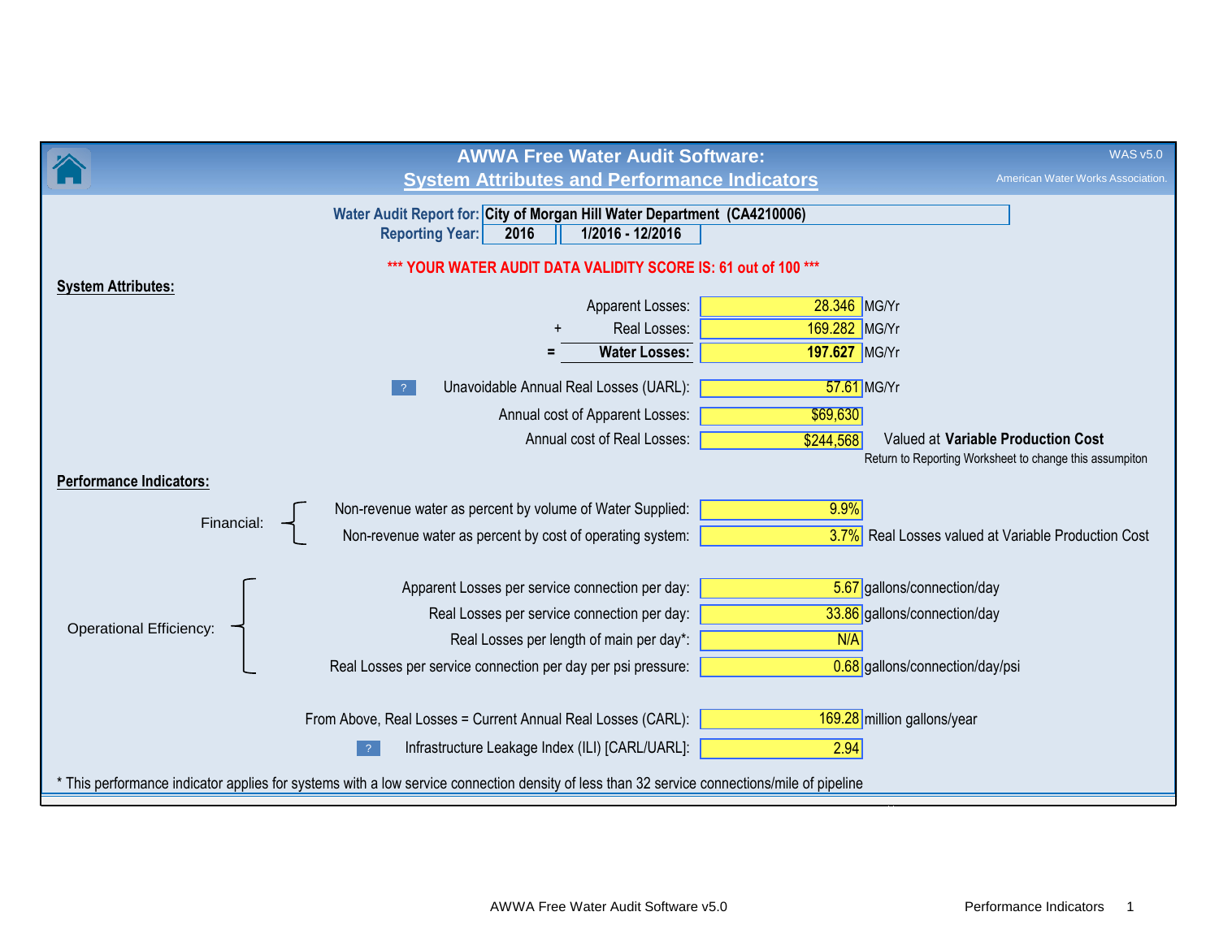# AWWA Free Water Audit Software:
## System Attributes and Performance Indicators

WAS v5.0

American Water Works Association.

**Water Audit Report for:** City of Morgan Hill Water Department (CA4210006)

**Reporting Year:** 2016 | 1/2016 - 12/2016

**\*\*\* YOUR WATER AUDIT DATA VALIDITY SCORE IS: 61 out of 100 \*\*\***

### System Attributes:

| | | |
|---|---|---|
| Apparent Losses: | 28.346 | MG/Yr |
| + Real Losses: | 169.282 | MG/Yr |
| = **Water Losses:** | **197.627** | MG/Yr |
| Unavoidable Annual Real Losses (UARL): | 57.61 | MG/Yr |
| Annual cost of Apparent Losses: | $69,630 | |
| Annual cost of Real Losses: | $244,568 | Valued at **Variable Production Cost** |

Return to Reporting Worksheet to change this assumpiton

### Performance Indicators:

**Financial:**

| | | |
|---|---|---|
| Non-revenue water as percent by volume of Water Supplied: | 9.9% | |
| Non-revenue water as percent by cost of operating system: | 3.7% | Real Losses valued at Variable Production Cost |

**Operational Efficiency:**

| | | |
|---|---|---|
| Apparent Losses per service connection per day: | 5.67 | gallons/connection/day |
| Real Losses per service connection per day: | 33.86 | gallons/connection/day |
| Real Losses per length of main per day*: | N/A | |
| Real Losses per service connection per day per psi pressure: | 0.68 | gallons/connection/day/psi |
| From Above, Real Losses = Current Annual Real Losses (CARL): | 169.28 | million gallons/year |
| Infrastructure Leakage Index (ILI) [CARL/UARL]: | 2.94 | |

* This performance indicator applies for systems with a low service connection density of less than 32 service connections/mile of pipeline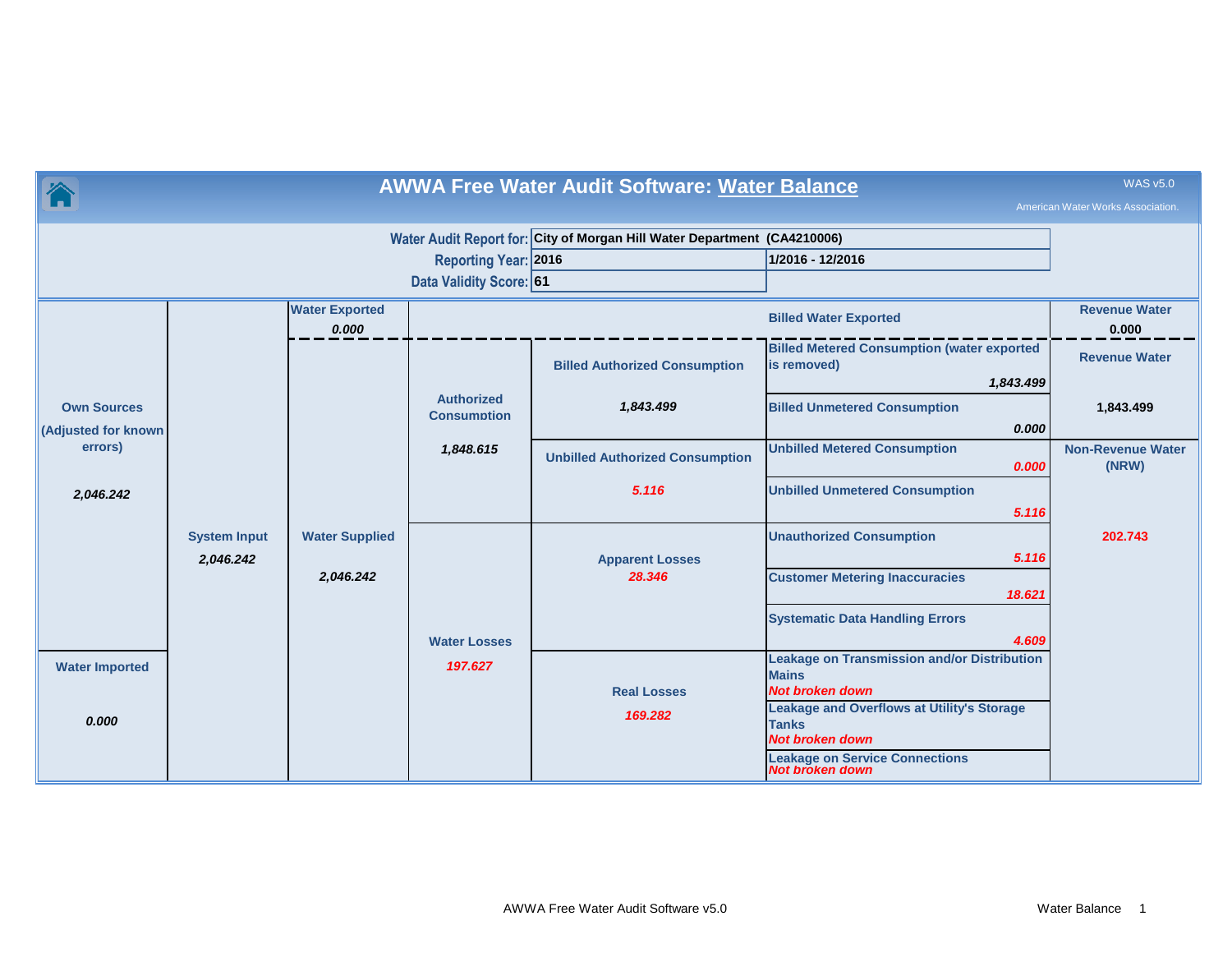# AWWA Free Water Audit Software: Water Balance

WAS v5.0

American Water Works Association.

**Water Audit Report for:** City of Morgan Hill Water Department (CA4210006)

**Reporting Year:** 2016 | 1/2016 - 12/2016

**Data Validity Score:** 61

| | | | | | | |
|---|---|---|---|---|---|---|
| **Own Sources (Adjusted for known errors)** *2,046.242* | **System Input** *2,046.242* | **Water Exported** *0.000* | | | **Billed Water Exported** | **Revenue Water** 0.000 |
| | | **Water Supplied** *2,046.242* | **Authorized Consumption** *1,848.615* | **Billed Authorized Consumption** *1,843.499* | **Billed Metered Consumption (water exported is removed)** *1,843.499* | **Revenue Water** 1,843.499 |
| | | | | | **Billed Unmetered Consumption** *0.000* | |
| | | | | **Unbilled Authorized Consumption** *5.116* | **Unbilled Metered Consumption** *0.000* | **Non-Revenue Water (NRW)** 202.743 |
| | | | | | **Unbilled Unmetered Consumption** *5.116* | |
| | | | **Water Losses** *197.627* | **Apparent Losses** *28.346* | **Unauthorized Consumption** *5.116* | |
| | | | | | **Customer Metering Inaccuracies** *18.621* | |
| | | | | | **Systematic Data Handling Errors** *4.609* | |
| **Water Imported** *0.000* | | | | **Real Losses** *169.282* | **Leakage on Transmission and/or Distribution Mains** *Not broken down* | |
| | | | | | **Leakage and Overflows at Utility's Storage Tanks** *Not broken down* | |
| | | | | | **Leakage on Service Connections** *Not broken down* | |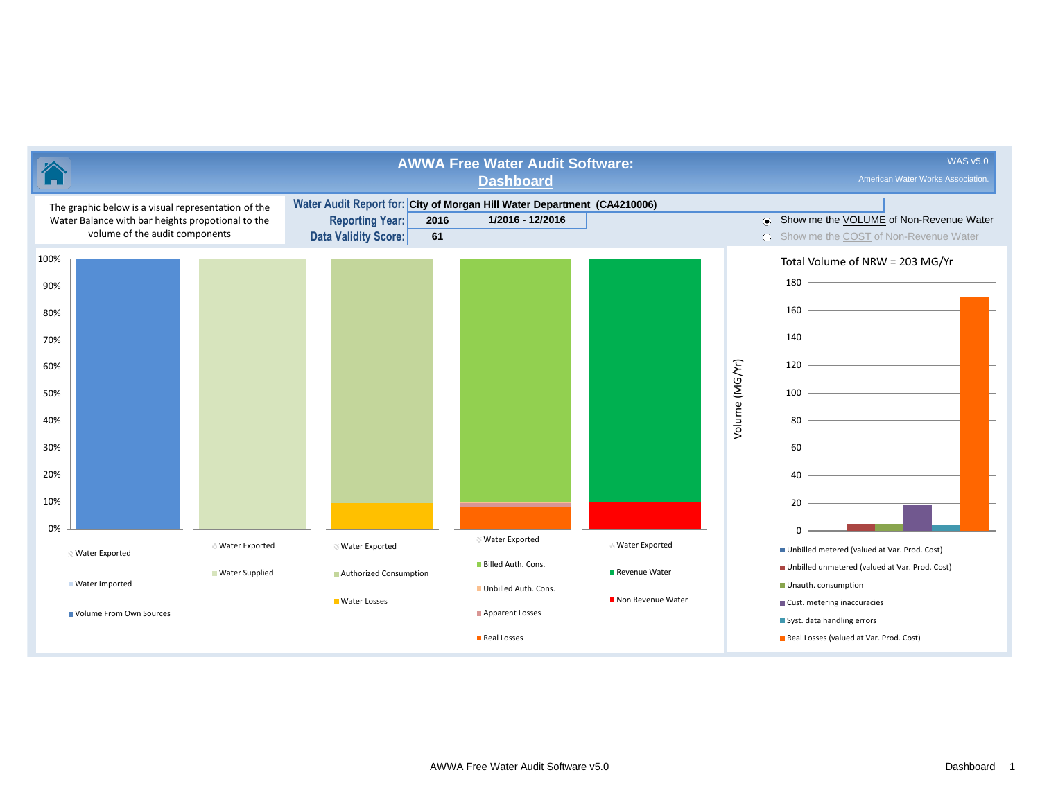# AWWA Free Water Audit Software: Dashboard

WAS v5.0

American Water Works Association.

The graphic below is a visual representation of the Water Balance with bar heights propotional to the volume of the audit components

| | | |
|---|---|---|
| **Water Audit Report for:** | City of Morgan Hill Water Department (CA4210006) | |
| **Reporting Year:** | 2016 | 1/2016 - 12/2016 |
| **Data Validity Score:** | 61 | |

- Show me the VOLUME of Non-Revenue Water
- Show me the COST of Non-Revenue Water

100%
90%
80%
70%
60%
50%
40%
30%
20%
10%
0%

Water Exported
Water Imported
Volume From Own Sources

Water Exported
Water Supplied

Water Exported
Authorized Consumption
Water Losses

Water Exported
Billed Auth. Cons.
Unbilled Auth. Cons.
Apparent Losses
Real Losses

Water Exported
Revenue Water
Non Revenue Water

Total Volume of NRW = 203 MG/Yr

Volume (MG/Yr)

180
160
140
120
100
80
60
40
20
0

- Unbilled metered (valued at Var. Prod. Cost)
- Unbilled unmetered (valued at Var. Prod. Cost)
- Unauth. consumption
- Cust. metering inaccuracies
- Syst. data handling errors
- Real Losses (valued at Var. Prod. Cost)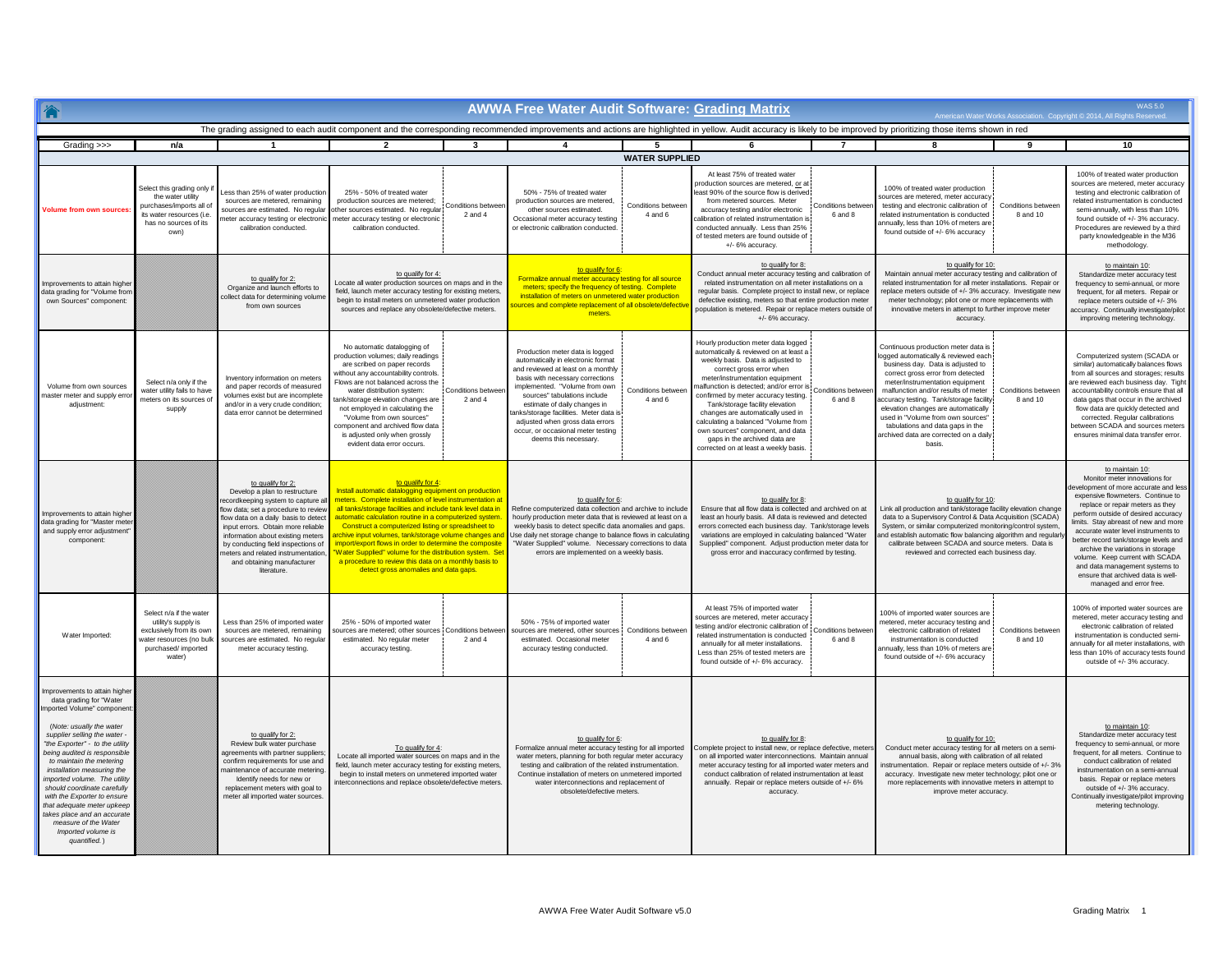# AWWA Free Water Audit Software: Grading Matrix

WAS 5.0

American Water Works Association. Copyright © 2014, All Rights Reserved.

The grading assigned to each audit component and the corresponding recommended improvements and actions are highlighted in yellow. Audit accuracy is likely to be improved by prioritizing those items shown in red

| Grading >>> | n/a | 1 | 2 | 3 | 4 | 5 | 6 | 7 | 8 | 9 | 10 |
|---|---|---|---|---|---|---|---|---|---|---|---|
| **WATER SUPPLIED** | | | | | | | | | | | |
| **Volume from own sources:** | Select this grading only if the water utility purchases/imports all of its water resources (i.e. has no sources of its own) | Less than 25% of water production sources are metered, remaining sources are estimated. No regular meter accuracy testing or electronic calibration conducted. | 25% - 50% of treated water production sources are metered; other sources estimated. No regular meter accuracy testing or electronic calibration conducted. | Conditions between 2 and 4 | 50% - 75% of treated water production sources are metered, other sources estimated. Occasional meter accuracy testing or electronic calibration conducted. | Conditions between 4 and 6 | At least 75% of treated water production sources are metered, or at least 90% of the source flow is derived from metered sources. Meter accuracy testing and/or electronic calibration of related instrumentation is conducted annually. Less than 25% of tested meters are found outside of +/- 6% accuracy. | Conditions between 6 and 8 | 100% of treated water production sources are metered, meter accuracy testing and electronic calibration of related instrumentation is conducted annually, less than 10% of meters are found outside of +/- 6% accuracy | Conditions between 8 and 10 | 100% of treated water production sources are metered, meter accuracy testing and electronic calibration of related instrumentation is conducted semi-annually, with less than 10% found outside of +/- 3% accuracy. Procedures are reviewed by a third party knowledgeable in the M36 methodology. |
| Improvements to attain higher data grading for "Volume from own Sources" component: | | to qualify for 2: Organize and launch efforts to collect data for determining volume from own sources | to qualify for 4: Locate all water production sources on maps and in the field, launch meter accuracy testing for existing meters, begin to install meters on unmetered water production sources and replace any obsolete/defective meters. | | to qualify for 6: Formalize annual meter accuracy testing for all source meters; specify the frequency of testing. Complete installation of meters on unmetered water production sources and complete replacement of all obsolete/defective meters. | | to qualify for 8: Conduct annual meter accuracy testing and calibration of related instrumentation on all meter installations on a regular basis. Complete project to install new, or replace defective existing, meters so that entire production meter population is metered. Repair or replace meters outside of +/- 6% accuracy. | | to qualify for 10: Maintain annual meter accuracy testing and calibration of related instrumentation for all meter installations. Repair or replace meters outside of +/- 3% accuracy. Investigate new meter technology; pilot one or more replacements with innovative meters in attempt to further improve meter accuracy. | | to maintain 10: Standardize meter accuracy test frequency to semi-annual, or more frequent, for all meters. Repair or replace meters outside of +/- 3% accuracy. Continually investigate/pilot improving metering technology. |
| Volume from own sources master meter and supply error adjustment: | Select n/a only if the water utility fails to have meters on its sources of supply | Inventory information on meters and paper records of measured volumes exist but are incomplete and/or in a very crude condition; data error cannot be determined | No automatic datalogging of production volumes; daily readings are scribed on paper records without any accountability controls. Flows are not balanced across the water distribution system: tank/storage elevation changes are not employed in calculating the "Volume from own sources" component and archived flow data is adjusted only when grossly evident data error occurs. | Conditions between 2 and 4 | Production meter data is logged automatically in electronic format and reviewed at least on a monthly basis with necessary corrections implemented. "Volume from own sources" tabulations include estimate of daily changes in tanks/storage facilities. Meter data is adjusted when gross data errors occur, or occasional meter testing deems this necessary. | Conditions between 4 and 6 | Hourly production meter data logged automatically & reviewed on at least a weekly basis. Data is adjusted to correct gross error when meter/instrumentation equipment malfunction is detected; and/or error is confirmed by meter accuracy testing. Tank/storage facility elevation changes are automatically used in calculating a balanced "Volume from own sources" component, and data gaps in the archived data are corrected on at least a weekly basis. | Conditions between 6 and 8 | Continuous production meter data is logged automatically & reviewed each business day. Data is adjusted to correct gross error from detected meter/instrumentation equipment malfunction and/or results of meter accuracy testing. Tank/storage facility elevation changes are automatically used in "Volume from own sources" tabulations and data gaps in the archived data are corrected on a daily basis. | Conditions between 8 and 10 | Computerized system (SCADA or similar) automatically balances flows from all sources and storages; results are reviewed each business day. Tight accountability controls ensure that all data gaps that occur in the archived flow data are quickly detected and corrected. Regular calibrations between SCADA and sources meters ensures minimal data transfer error. |
| Improvements to attain higher data grading for "Master meter and supply error adjustment" component: | | to qualify for 2: Develop a plan to restructure recordkeeping system to capture all flow data; set a procedure to review flow data on a daily basis to detect input errors. Obtain more reliable information about existing meters by conducting field inspections of meters and related instrumentation, and obtaining manufacturer literature. | to qualify for 4: Install automatic datalogging equipment on production meters. Complete installation of level instrumentation at all tanks/storage facilities and include tank level data in automatic calculation routine in a computerized system. Construct a computerized listing or spreadsheet to archive input volumes, tank/storage volume changes and import/export flows in order to determine the composite "Water Supplied" volume for the distribution system. Set a procedure to review this data on a monthly basis to detect gross anomalies and data gaps. | | to qualify for 6: Refine computerized data collection and archive to include hourly production meter data that is reviewed at least on a weekly basis to detect specific data anomalies and gaps. Use daily net storage change to balance flows in calculating "Water Supplied" volume. Necessary corrections to data errors are implemented on a weekly basis. | | to qualify for 8: Ensure that all flow data is collected and archived on at least an hourly basis. All data is reviewed and detected errors corrected each business day. Tank/storage levels variations are employed in calculating balanced "Water Supplied" component. Adjust production meter data for gross error and inaccuracy confirmed by testing. | | to qualify for 10: Link all production and tank/storage facility elevation change data to a Supervisory Control & Data Acquisition (SCADA) System, or similar computerized monitoring/control system, and establish automatic flow balancing algorithm and regularly calibrate between SCADA and source meters. Data is reviewed and corrected each business day. | | to maintain 10: Monitor meter innovations for development of more accurate and less expensive flowmeters. Continue to replace or repair meters as they perform outside of desired accuracy limits. Stay abreast of new and more accurate water level instruments to better record tank/storage levels and archive the variations in storage volume. Keep current with SCADA and data management systems to ensure that archived data is well-managed and error free. |
| Water Imported: | Select n/a if the water utility's supply is exclusively from its own water resources (no bulk purchased/ imported water) | Less than 25% of imported water sources are metered, remaining sources are estimated. No regular meter accuracy testing. | 25% - 50% of imported water sources are metered; other sources estimated. No regular meter accuracy testing. | Conditions between 2 and 4 | 50% - 75% of imported water sources are metered, other sources estimated. Occasional meter accuracy testing conducted. | Conditions between 4 and 6 | At least 75% of imported water sources are metered, meter accuracy testing and/or electronic calibration of related instrumentation is conducted annually for all meter installations. Less than 25% of tested meters are found outside of +/- 6% accuracy. | Conditions between 6 and 8 | 100% of imported water sources are metered, meter accuracy testing and electronic calibration of related instrumentation is conducted annually, less than 10% of meters are found outside of +/- 6% accuracy | Conditions between 8 and 10 | 100% of imported water sources are metered, meter accuracy testing and electronic calibration of related instrumentation is conducted semi-annually for all meter installations, with less than 10% of accuracy tests found outside of +/- 3% accuracy. |
| Improvements to attain higher data grading for "Water Imported Volume" component: *(Note: usually the water supplier selling the water - "the Exporter" - to the utility being audited is responsible to maintain the metering installation measuring the imported volume. The utility should coordinate carefully with the Exporter to ensure that adequate meter upkeep takes place and an accurate measure of the Water Imported volume is quantified.)* | | to qualify for 2: Review bulk water purchase agreements with partner suppliers; confirm requirements for use and maintenance of accurate metering. Identify needs for new or replacement meters with goal to meter all imported water sources. | To qualify for 4: Locate all imported water sources on maps and in the field, launch meter accuracy testing for existing meters, begin to install meters on unmetered imported water interconnections and replace obsolete/defective meters. | | to qualify for 6: Formalize annual meter accuracy testing for all imported water meters, planning for both regular meter accuracy testing and calibration of the related instrumentation. Continue installation of meters on unmetered imported water interconnections and replacement of obsolete/defective meters. | | to qualify for 8: Complete project to install new, or replace defective, meters on all imported water interconnections. Maintain annual meter accuracy testing for all imported water meters and conduct calibration of related instrumentation at least annually. Repair or replace meters outside of +/- 6% accuracy. | | to qualify for 10: Conduct meter accuracy testing for all meters on a semi-annual basis, along with calibration of all related instrumentation. Repair or replace meters outside of +/- 3% accuracy. Investigate new meter technology; pilot one or more replacements with innovative meters in attempt to improve meter accuracy. | | to maintain 10: Standardize meter accuracy test frequency to semi-annual, or more frequent, for all meters. Continue to conduct calibration of related instrumentation on a semi-annual basis. Repair or replace meters outside of +/- 3% accuracy. Continually investigate/pilot improving metering technology. |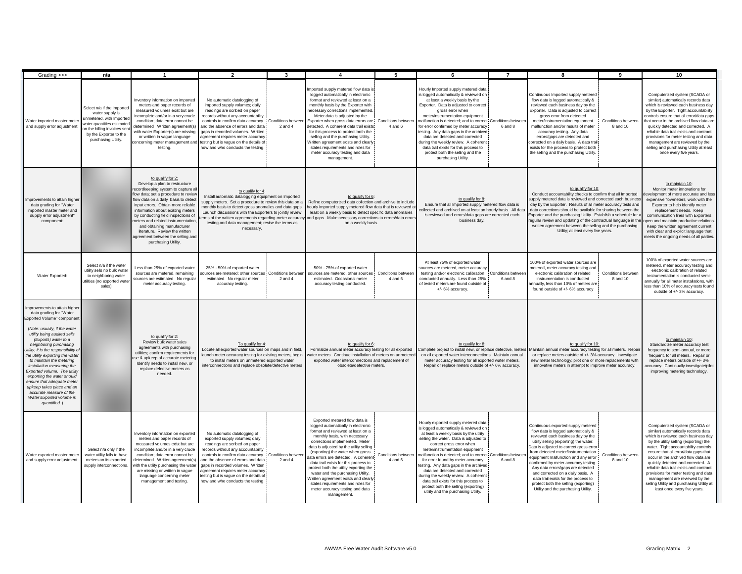| Grading >>> | n/a | 1 | 2 | 3 | 4 | 5 | 6 | 7 | 8 | 9 | 10 |
|---|---|---|---|---|---|---|---|---|---|---|---|
| Water imported master meter and supply error adjustment: | Select n/a if the Imported water supply is unmetered, with Imported water quantities estimated on the billing invoices sent by the Exporter to the purchasing Utility. | Inventory information on imported meters and paper records of measured volumes exist but are incomplete and/or in a very crude condition; data error cannot be determined Written agreement(s) with water Exporter(s) are missing or written in vague language concerning meter management and testing. | No automatic datalogging of imported supply volumes; daily readings are scribed on paper records without any accountability controls to confirm data accuracy and the absence of errors and data gaps in recorded volumes. Written agreement requires meter accuracy testing but is vague on the details of how and who conducts the testing. | Conditions between 2 and 4 | Imported supply metered flow data is logged automatically in electronic format and reviewed at least on a monthly basis by the Exporter with necessary corrections implemented. Meter data is adjusted by the Exporter when gross data errors are detected. A coherent data trail exists for this process to protect both the selling and the purchasing Utility. Written agreement exists and clearly states requirements and roles for meter accuracy testing and data management. | Conditions between 4 and 6 | Hourly Imported supply metered data is logged automatically & reviewed on at least a weekly basis by the Exporter. Data is adjusted to correct gross error when meter/instrumentation equipment malfunction is detected; and to correct for error confirmed by meter accuracy testing. Any data gaps in the archived data are detected and corrected during the weekly review. A coherent data trail exists for this process to protect both the selling and the purchasing Utility. | Conditions between 6 and 8 | Continuous Imported supply metered flow data is logged automatically & reviewed each business day by the Exporter. Data is adjusted to correct gross error from detected meter/instrumentation equipment malfunction and/or results of meter accuracy testing. Any data errors/gaps are detected and corrected on a daily basis. A data trail exists for the process to protect both the selling and the purchasing Utility. | Conditions between 8 and 10 | Computerized system (SCADA or similar) automatically records data which is reviewed each business day by the Exporter. Tight accountability controls ensure that all error/data gaps that occur in the archived flow data are quickly detected and corrected. A reliable data trail exists and contract provisions for meter testing and data management are reviewed by the selling and purchasing Utility at least once every five years. |
| Improvements to attain higher data grading for "Water imported master meter and supply error adjustment" component: | | to qualify for 2: Develop a plan to restructure recordkeeping system to capture all flow data; set a procedure to review flow data on a daily basis to detect input errors. Obtain more reliable information about existing meters by conducting field inspections of meters and related instrumentation, and obtaining manufacturer literature. Review the written agreement between the selling and purchasing Utility. | to qualify for 4: Install automatic datalogging equipment on Imported supply meters. Set a procedure to review this data on a monthly basis to detect gross anomalies and data gaps. Launch discussions with the Exporters to jointly review terms of the written agreements regarding meter accuracy testing and data management; revise the terms as necessary. | | to qualify for 6: Refine computerized data collection and archive to include hourly Imported supply metered flow data that is reviewed at least on a weekly basis to detect specific data anomalies and gaps. Make necessary corrections to errors/data errors on a weekly basis. | | to qualify for 8: Ensure that all Imported supply metered flow data is collected and archived on at least an hourly basis. All data is reviewed and errors/data gaps are corrected each business day. | | to qualify for 10: Conduct accountability checks to confirm that all Imported supply metered data is reviewed and corrected each business day by the Exporter. Results of all meter accuracy tests and data corrections should be available for sharing between the Exporter and the purchasing Utility. Establish a schedule for a regular review and updating of the contractual language in the written agreement between the selling and the purchasing Utility; at least every five years. | | to maintain 10: Monitor meter innovations for development of more accurate and less expensive flowmeters; work with the Exporter to help identify meter replacement needs. Keep communication lines with Exporters open and maintain productive relations. Keep the written agreement current with clear and explicit language that meets the ongoing needs of all parties. |
| Water Exported: | Select n/a if the water utility sells no bulk water to neighboring water utilities (no exported water sales) | Less than 25% of exported water sources are metered, remaining sources are estimated. No regular meter accuracy testing. | 25% - 50% of exported water sources are metered; other sources estimated. No regular meter accuracy testing. | Conditions between 2 and 4 | 50% - 75% of exported water sources are metered, other sources estimated. Occasional meter accuracy testing conducted. | Conditions between 4 and 6 | At least 75% of exported water sources are metered, meter accuracy testing and/or electronic calibration conducted annually. Less than 25% of tested meters are found outside of +/- 6% accuracy. | Conditions between 6 and 8 | 100% of exported water sources are metered, meter accuracy testing and electronic calibration of related instrumentation is conducted annually, less than 10% of meters are found outside of +/- 6% accuracy | Conditions between 8 and 10 | 100% of exported water sources are metered, meter accuracy testing and electronic calibration of related instrumentation is conducted semi-annually for all meter installations, with less than 10% of accuracy tests found outside of +/- 3% accuracy. |
| Improvements to attain higher data grading for "Water Exported Volume" component: (*Note: usually, if the water utility being audited sells (Exports) water to a neighboring purchasing Utility, it is the responsibility of the utility exporting the water to maintain the metering installation measuring the Exported volume. The utility exporting the water should ensure that adequate meter upkeep takes place and an accurate measure of the Water Exported volume is quantified.*) | | to qualify for 2: Review bulk water sales agreements with purchasing utilities; confirm requirements for use & upkeep of accurate metering. Identify needs to install new, or replace defective meters as needed. | To qualify for 4: Locate all exported water sources on maps and in field, launch meter accuracy testing for existing meters, begin to install meters on unmetered exported water interconnections and replace obsolete/defective meters | | to qualify for 6: Formalize annual meter accuracy testing for all exported water meters. Continue installation of meters on unmetered exported water interconnections and replacement of obsolete/defective meters. | | to qualify for 8: Complete project to install new, or replace defective, meters on all exported water interconnections. Maintain annual meter accuracy testing for all exported water meters. Repair or replace meters outside of +/- 6% accuracy. | | to qualify for 10: Maintain annual meter accuracy testing for all meters. Repair or replace meters outside of +/- 3% accuracy. Investigate new meter technology; pilot one or more replacements with innovative meters in attempt to improve meter accuracy. | | to maintain 10: Standardize meter accuracy test frequency to semi-annual, or more frequent, for all meters. Repair or replace meters outside of +/- 3% accuracy. Continually investigate/pilot improving metering technology. |
| Water exported master meter and supply error adjustment: | Select n/a only if the water utility fails to have meters on its exported supply interconnections. | Inventory information on exported meters and paper records of measured volumes exist but are incomplete and/or in a very crude condition; data error cannot be determined Written agreement(s) with the utility purchasing the water are missing or written in vague language concerning meter management and testing. | No automatic datalogging of exported supply volumes; daily readings are scribed on paper records without any accountability controls to confirm data accuracy and the absence of errors and data gaps in recorded volumes. Written agreement requires meter accuracy testing but is vague on the details of how and who conducts the testing. | Conditions between 2 and 4 | Exported metered flow data is logged automatically in electronic format and reviewed at least on a monthly basis, with necessary corrections implemented. Meter data is adjusted by the utility selling (exporting) the water when gross data errors are detected. A coherent data trail exists for this process to protect both the utility exporting the water and the purchasing Utility. Written agreement exists and clearly states requirements and roles for meter accuracy testing and data management. | Conditions between 4 and 6 | Hourly exported supply metered data is logged automatically & reviewed on at least a weekly basis by the utility selling the water. Data is adjusted to correct gross error when meter/instrumentation equipment malfunction is detected; and to correct for error found by meter accuracy testing. Any data gaps in the archived data are detected and corrected during the weekly review. A coherent data trail exists for this process to protect both the selling (exporting) utility and the purchasing Utility. | Conditions between 6 and 8 | Continuous exported supply metered flow data is logged automatically & reviewed each business day by the utility selling (exporting) the water. Data is adjusted to correct gross error from detected meter/instrumentation equipment malfunction and/or any error confirmed by meter accuracy testing. Any data errors/gaps are detected and corrected on a daily basis. A data trail exists for the process to protect both the selling (exporting) Utility and the purchasing Utility. | Conditions between 8 and 10 | Computerized system (SCADA or similar) automatically records data which is reviewed each business day by the utility selling (exporting) the water. Tight accountability controls ensure that all error/data gaps that occur in the archived flow data are quickly detected and corrected. A reliable data trail exists and contract provisions for meter testing and data management are reviewed by the selling Utility and purchasing Utility at least once every five years. |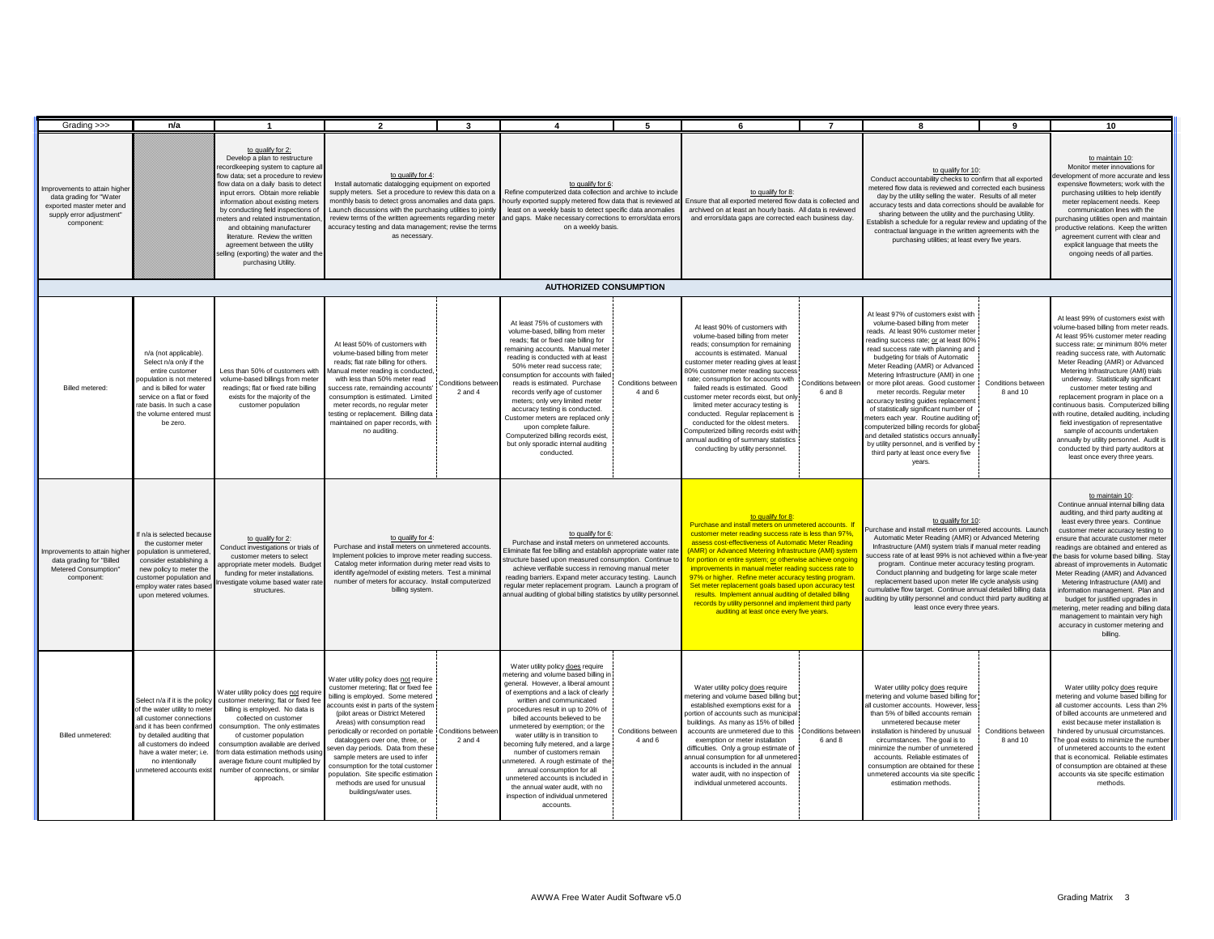| Grading >>> | n/a | 1 | 2 | 3 | 4 | 5 | 6 | 7 | 8 | 9 | 10 |
|---|---|---|---|---|---|---|---|---|---|---|---|
| Improvements to attain higher data grading for "Water exported master meter and supply error adjustment" component: | | to qualify for 2: Develop a plan to restructure recordkeeping system to capture all flow data; set a procedure to review flow data on a daily basis to detect input errors. Obtain more reliable information about existing meters by conducting field inspections of meters and related instrumentation, and obtaining manufacturer literature. Review the written agreement between the utility selling (exporting) the water and the purchasing Utility. | to qualify for 4: Install automatic datalogging equipment on exported supply meters. Set a procedure to review this data on a monthly basis to detect gross anomalies and data gaps. Launch discussions with the purchasing utilities to jointly review terms of the written agreements regarding meter accuracy testing and data management; revise the terms as necessary. | | to qualify for 6: Refine computerized data collection and archive to include hourly exported supply metered flow data that is reviewed at least on a weekly basis to detect specific data anomalies and gaps. Make necessary corrections to errors/data errors on a weekly basis. | | to qualify for 8: Ensure that all exported metered flow data is collected and archived on at least an hourly basis. All data is reviewed and errors/data gaps are corrected each business day. | | to qualify for 10: Conduct accountability checks to confirm that all exported metered flow data is reviewed and corrected each business day by the utility selling the water. Results of all meter accuracy tests and data corrections should be available for sharing between the utility and the purchasing Utility. Establish a schedule for a regular review and updating of the contractual language in the written agreements with the purchasing utilities; at least every five years. | | to maintain 10: Monitor meter innovations for development of more accurate and less expensive flowmeters; work with the purchasing utilities to help identify meter replacement needs. Keep communication lines with the purchasing utilities open and maintain productive relations. Keep the written agreement current with clear and explicit language that meets the ongoing needs of all parties. |
| **AUTHORIZED CONSUMPTION** | | | | | | | | | | | |
| Billed metered: | n/a (not applicable). Select n/a only if the entire customer population is not metered and is billed for water service on a flat or fixed rate basis. In such a case the volume entered must be zero. | Less than 50% of customers with volume-based billings from meter readings; flat or fixed rate billing exists for the majority of the customer population | At least 50% of customers with volume-based billing from meter reads; flat rate billing for others. Manual meter reading is conducted, with less than 50% meter read success rate, remainding accounts' consumption is estimated. Limited meter records, no regular meter testing or replacement. Billing data maintained on paper records, with no auditing. | Conditions between 2 and 4 | At least 75% of customers with volume-based, billing from meter reads; flat or fixed rate billing for remaining accounts. Manual meter reading is conducted with at least 50% meter read success rate; consumption for accounts with failed reads is estimated. Purchase records verify age of customer meters; only very limited meter accuracy testing is conducted. Customer meters are replaced only upon complete failure. Computerized billing records exist, but only sporadic internal auditing conducted. | Conditions between 4 and 6 | At least 90% of customers with volume-based billing from meter reads; consumption for remaining accounts is estimated. Manual customer meter reading gives at least 80% customer meter reading success rate; consumption for accounts with failed reads is estimated. Good customer meter records exsit, but only limited meter accuracy testing is conducted. Regular replacement is conducted for the oldest meters. Computerized billing records exist with annual auditing of summary statistics conducting by utility personnel. | Conditions between 6 and 8 | At least 97% of customers exist with volume-based billing from meter reads. At least 90% customer meter reading success rate; or at least 80% read success rate with planning and budgeting for trials of Automatic Meter Reading (AMR) or Advanced Metering Infrastructure (AMI) in one or more pilot areas. Good customer meter records. Regular meter accuracy testing guides replacement of statistically significant number of meters each year. Routine auditing of computerized billing records for global and detailed statistics occurs annually by utility personnel, and is verified by third party at least once every five years. | Conditions between 8 and 10 | At least 99% of customers exist with volume-based billing from meter reads. At least 95% customer meter reading success rate; or minimum 80% meter reading success rate, with Automatic Meter Reading (AMR) or Advanced Metering Infrastructure (AMI) trials underway. Statistically significant customer meter testing and replacement program in place on a continuous basis. Computerized billing with routine, detailed auditing, including field investigation of representative sample of accounts undertaken annually by utility personnel. Audit is conducted by third party auditors at least once every three years. |
| Improvements to attain higher data grading for "Billed Metered Consumption" component: | If n/a is selected because the customer meter population is unmetered, consider establishing a new policy to meter the customer population and employ water rates based upon metered volumes. | to qualify for 2: Conduct investigations or trials of customer meters to select appropriate meter models. Budget funding for meter installations. Investigate volume based water rate structures. | to qualify for 4: Purchase and install meters on unmetered accounts. Implement policies to improve meter reading success. Catalog meter information during meter read visits to identify age/model of existing meters. Test a minimal number of meters for accuracy. Install computerized billing system. | | to qualify for 6: Purchase and install meters on unmetered accounts. Eliminate flat fee billing and establish appropriate water rate structure based upon measured consumption. Continue to achieve verifiable success in removing manual meter reading barriers. Expand meter accuracy testing. Launch regular meter replacement program. Launch a program of annual auditing of global billing statistics by utility personnel. | | to qualify for 8: Purchase and install meters on unmetered accounts. If customer meter reading success rate is less than 97%, assess cost-effectiveness of Automatic Meter Reading (AMR) or Advanced Metering Infrastructure (AMI) system for portion or entire system; or otherwise achieve ongoing improvements in manual meter reading success rate to 97% or higher. Refine meter accuracy testing program. Set meter replacement goals based upon accuracy test results. Implement annual auditing of detailed billing records by utility personnel and implement third party auditing at least once every five years. | | to qualify for 10: Purchase and install meters on unmetered accounts. Launch Automatic Meter Reading (AMR) or Advanced Metering Infrastructure (AMI) system trials if manual meter reading success rate of at least 99% is not achieved within a five-year program. Continue meter accuracy testing program. Conduct planning and budgeting for large scale meter replacement based upon meter life cycle analysis using cumulative flow target. Continue annual detailed billing data auditing by utility personnel and conduct third party auditing at least once every three years. | | to maintain 10: Continue annual internal billing data auditing, and third party auditing at least every three years. Continue customer meter accuracy testing to ensure that accurate customer meter readings are obtained and entered as the basis for volume based billing. Stay abreast of improvements in Automatic Meter Reading (AMR) and Advanced Metering Infrastructure (AMI) and information management. Plan and budget for justified upgrades in metering, meter reading and billing data management to maintain very high accuracy in customer metering and billing. |
| Billed unmetered: | Select n/a if it is the policy of the water utility to meter all customer connections and it has been confirmed by detailed auditing that all customers do indeed have a water meter; i.e. no intentionally unmetered accounts exist | Water utility policy does not require customer metering; flat or fixed fee billing is employed. No data is collected on customer consumption. The only estimates of customer population consumption available are derived from data estimation methods using average fixture count multiplied by number of connections, or similar approach. | Water utility policy does not require customer metering; flat or fixed fee billing is employed. Some metered accounts exist in parts of the system (pilot areas or District Metered Areas) with consumption read periodically or recorded on portable dataloggers over one, three, or seven day periods. Data from these sample meters are used to infer consumption for the total customer population. Site specific estimation methods are used for unusual buildings/water uses. | Conditions between 2 and 4 | Water utility policy does require metering and volume based billing in general. However, a liberal amount of exemptions and a lack of clearly written and communicated procedures result in up to 20% of billed accounts believed to be unmetered by exemption; or the water utility is in transition to becoming fully metered, and a large number of customers remain unmetered. A rough estimate of the annual consumption for all unmetered accounts is included in the annual water audit, with no inspection of individual unmetered accounts. | Conditions between 4 and 6 | Water utility policy does require metering and volume based billing but established exemptions exist for a portion of accounts such as municipal buildings. As many as 15% of billed accounts are unmetered due to this exemption or meter installation difficulties. Only a group estimate of annual consumption for all unmetered accounts is included in the annual water audit, with no inspection of individual unmetered accounts. | Conditions between 6 and 8 | Water utility policy does require metering and volume based billing for all customer accounts. However, less than 5% of billed accounts remain unmetered because meter installation is hindered by unusual circumstances. The goal is to minimize the number of unmetered accounts. Reliable estimates of consumption are obtained for these unmetered accounts via site specific estimation methods. | Conditions between 8 and 10 | Water utility policy does require metering and volume based billing for all customer accounts. Less than 2% of billed accounts are unmetered and exist because meter installation is hindered by unusual circumstances. The goal exists to minimize the number of unmetered accounts to the extent that is economical. Reliable estimates of consumption are obtained at these accounts via site specific estimation methods. |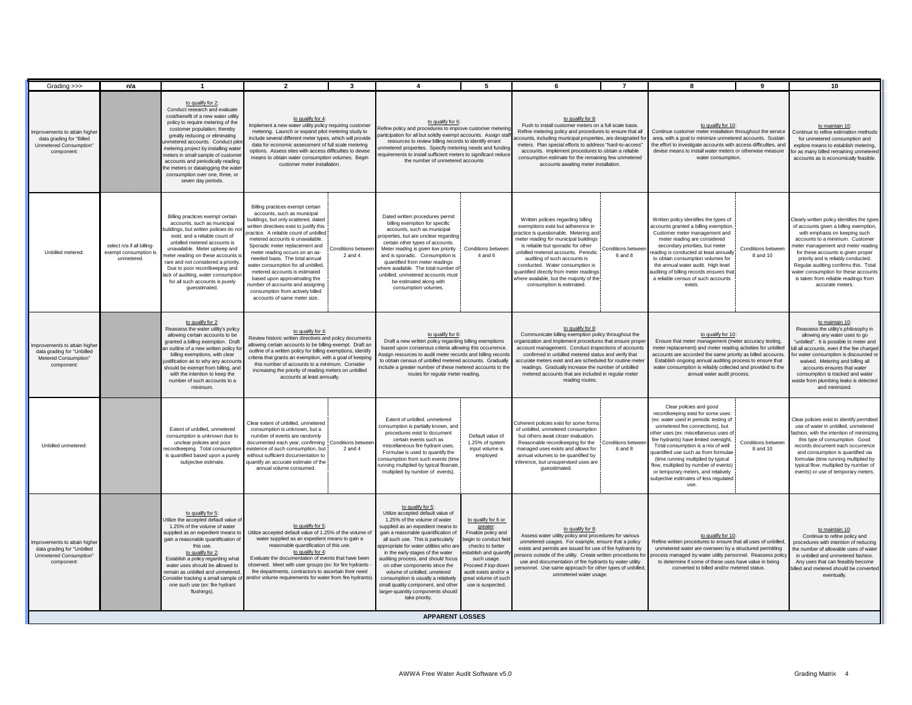| Grading >>> | n/a | 1 | 2 | 3 | 4 | 5 | 6 | 7 | 8 | 9 | 10 |
|---|---|---|---|---|---|---|---|---|---|---|---|
| Improvements to attain higher data grading for "Billed Unmetered Consumption" component: | | to qualify for 2: Conduct research and evaluate cost/benefit of a new water utility policy to require metering of the customer population; thereby greatly reducing or eliminating unmetered accounts. Conduct pilot metering project by installing water meters in small sample of customer accounts and periodically reading the meters or datalogging the water consumption over one, three, or seven day periods. | to qualify for 4: Implement a new water utility policy requiring customer metering. Launch or expand pilot metering study to include several different meter types, which will provide data for economic assessment of full scale metering options. Assess sites with access difficulties to devise means to obtain water consumption volumes. Begin customer meter installation. | | to qualify for 6: Refine policy and procedures to improve customer metering participation for all but solidly exempt accounts. Assign staff resources to review billing records to identify errant unmetered properties. Specify metering needs and funding requirements to install sufficient meters to significant reduce the number of unmetered accounts | | to qualify for 8: Push to install customer meters on a full scale basis. Refine metering policy and procedures to ensure that all accounts, including municipal properties, are designated for meters. Plan special efforts to address "hard-to-access" accounts. Implement procedures to obtain a reliable consumption estimate for the remaining few unmetered accounts awaiting meter installation. | | to qualify for 10: Continue customer meter installation throughout the service area, with a goal to minimize unmetered accounts. Sustain the effort to investigate accounts with access difficulties, and devise means to install water meters or otherwise measure water consumption. | | to maintain 10: Continue to refine estimation methods for unmetered consumption and explore means to establish metering, for as many billed remaining unmetered accounts as is economically feasible. |
| Unbilled metered: | select n/a if all billing-exempt consumption is unmetered. | Billing practices exempt certain accounts, such as municipal buildings, but written policies do not exist; and a reliable count of unbilled metered accounts is unavailable. Meter upkeep and meter reading on these accounts is rare and not considered a priority. Due to poor recordkeeping and lack of auditing, water consumption for all such accounts is purely guesstimated. | Billing practices exempt certain accounts, such as municipal buildings, but only scattered, dated written directives exist to justify this practice. A reliable count of unbilled metered accounts is unavailable. Sporadic meter replacement and meter reading occurs on an as-needed basis. The total annual water consumption for all unbilled, metered accounts is estimated based upon approximating the number of accounts and assigning consumption from actively billed accounts of same meter size. | Conditions between 2 and 4 | Dated written procedures permit billing exemption for specific accounts, such as municipal properties, but are unclear regarding certain other types of accounts. Meter reading is given low priority and is sporadic. Consumption is quantified from meter readings where available. The total number of unbilled, unmetered accounts must be estimated along with consumption volumes. | Conditions between 4 and 6 | Written policies regarding billing exemptions exist but adherence in practice is questionable. Metering and meter reading for municipal buildings is reliable but sporadic for other unbilled metered accounts. Periodic auditing of such accounts is conducted. Water consumption is quantified directly from meter readings where available, but the majority of the consumption is estimated. | Conditions between 6 and 8 | Written policy identifies the types of accounts granted a billing exemption. Customer meter management and meter reading are considered secondary priorities, but meter reading is conducted at least annually to obtain consumption volumes for the annual water audit. High level auditing of billing records ensures that a reliable census of such accounts exists. | Conditions between 8 and 10 | Clearly written policy identifies the types of accounts given a billing exemption, with emphasis on keeping such accounts to a minimum. Customer meter management and meter reading for these accounts is given proper priority and is reliably conducted. Regular auditing confirms this. Total water consumption for these accounts is taken from reliable readings from accurate meters. |
| Improvements to attain higher data grading for "Unbilled Metered Consumption" component: | | to qualify for 2: Reassess the water utility's policy allowing certain accounts to be granted a billing exemption. Draft an outline of a new written policy for billing exemptions, with clear justification as to why any accounts should be exempt from billing, and with the intention to keep the number of such accounts to a minimum. | to qualify for 4: Review historic written directives and policy documents allowing certain accounts to be billing-exempt. Draft an outline of a written policy for billing exemptions, identify criteria that grants an exemption, with a goal of keeping this number of accounts to a minimum. Consider increasing the priority of reading meters on unbilled accounts at least annually. | | to qualify for 6: Draft a new written policy regarding billing exemptions based upon consensus criteria allowing this occurrence. Assign resources to audit meter records and billing records to obtain census of unbilled metered accounts. Gradually include a greater number of these metered accounts to the routes for regular meter reading. | | to qualify for 8: Communicate billing exemption policy throughout the organization and implement procedures that ensure proper account management. Conduct inspections of accounts confirmed in unbilled metered status and verify that accurate meters exist and are scheduled for routine meter readings. Gradually increase the number of unbilled metered accounts that are included in regular meter reading routes. | | to qualify for 10: Ensure that meter management (meter accuracy testing, meter replacement) and meter reading activities for unbilled accounts are accorded the same priority as billed accounts. Establish ongoing annual auditing process to ensure that water consumption is reliably collected and provided to the annual water audit process. | | to maintain 10: Reassess the utility's philosophy in allowing any water uses to go "unbilled". It is possible to meter and bill all accounts, even if the fee charged for water consumption is discounted or waived. Metering and billing all accounts ensures that water consumption is tracked and water waste from plumbing leaks is detected and minimized. |
| Unbilled unmetered: | | Extent of unbilled, unmetered consumption is unknown due to unclear policies and poor recordkeeping. Total consumption is quantified based upon a purely subjective estimate. | Clear extent of unbilled, unmetered consumption is unknown, but a number of events are randomly documented each year, confirming existence of such consumption, but without sufficient documentation to quantify an accurate estimate of the annual volume consumed. | Conditions between 2 and 4 | Extent of unbilled, unmetered consumption is partially known, and procedures exist to document certain events such as miscellaneous fire hydrant uses. Formulae is used to quantify the consumption from such events (time running multiplied by typical flowrate, multiplied by number of events). | Default value of 1.25% of system input volume is employed | Coherent policies exist for some forms of unbilled, unmetered consumption but others await closer evaluation. Reasonable recordkeeping for the managed uses exists and allows for annual volumes to be quantified by inference, but unsupervised uses are guesstimated. | Conditions between 6 and 8 | Clear policies and good recordkeeping exist for some uses (ex: water used in periodic testing of unmetered fire connections), but other uses (ex: miscellaneous uses of fire hydrants) have limited oversight. Total consumption is a mix of well quantified use such as from formulae (time running multiplied by typical flow, multiplied by number of events) or temporary meters, and relatively subjective estimates of less regulated use. | Conditions between 8 and 10 | Clear policies exist to identify permitted use of water in unbilled, unmetered fashion, with the intention of minimizing this type of consumption. Good records document each occurrence and consumption is quantified via formulae (time running multiplied by typical flow, multiplied by number of events) or use of temporary meters. |
| Improvements to attain higher data grading for "Unbilled Unmetered Consumption" component: | | to qualify for 5: Utilize the accepted default value of 1.25% of the volume of water supplied as an expedient means to gain a reasonable quantification of this use. to qualify for 2: Establish a policy regarding what water uses should be allowed to remain as unbilled and unmetered. Consider tracking a small sample of one such use (ex: fire hydrant flushings). | to qualify for 5: Utilize accepted default value of 1.25% of the volume of water supplied as an expedient means to gain a reasonable quantification of this use. to qualify for 4: Evaluate the documentation of events that have been observed. Meet with user groups (ex: for fire hydrants - fire departments, contractors to ascertain their need and/or volume requirements for water from fire hydrants). | | to qualify for 5: Utilize accepted default value of 1.25% of the volume of water supplied as an expedient means to gain a reasonable quantification of all such use. This is particularly appropriate for water utilities who are in the early stages of the water auditing process, and should focus on other components since the volume of unbilled, unmetered consumption is usually a relatively small quantity component, and other larger-quantity components should take priority. | to qualify for 6 or greater: Finalize policy and begin to conduct field checks to better establish and quantify such usage. Proceed if top-down audit exists and/or a great volume of such use is suspected. | to qualify for 8: Assess water utility policy and procedures for various unmetered usages. For example, ensure that a policy exists and permits are issued for use of fire hydrants by persons outside of the utility. Create written procedures for use and documentation of fire hydrants by water utility personnel. Use same approach for other types of unbilled, unmetered water usage. | | to qualify for 10: Refine written procedures to ensure that all uses of unbilled, unmetered water are overseen by a structured permitting process managed by water utility personnel. Reassess policy to determine if some of these uses have value in being converted to billed and/or metered status. | | to maintain 10: Continue to refine policy and procedures with intention of reducing the number of allowable uses of water in unbilled and unmetered fashion. Any uses that can feasibly become billed and metered should be converted eventually. |
| **APPARENT LOSSES** | | | | | | | | | | | |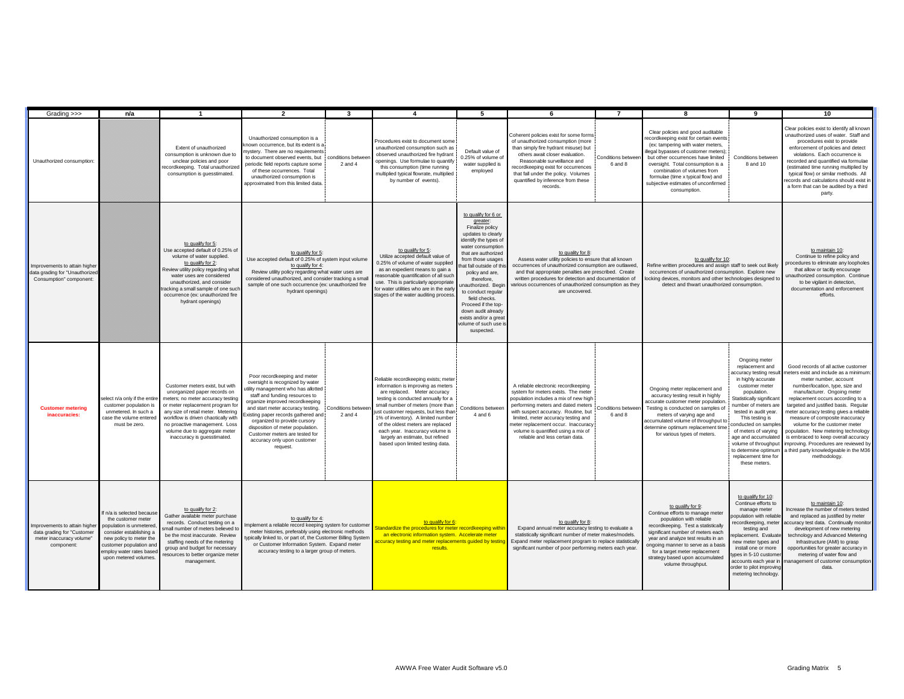| Grading >>> | n/a | 1 | 2 | 3 | 4 | 5 | 6 | 7 | 8 | 9 | 10 |
|---|---|---|---|---|---|---|---|---|---|---|---|
| Unauthorized consumption: | | Extent of unauthorized consumption is unknown due to unclear policies and poor recordkeeping. Total unauthorized consumption is guesstimated. | Unauthorized consumption is a known occurrence, but its extent is a mystery. There are no requirements to document observed events, but periodic field reports capture some of these occurrences. Total unauthorized consumption is approximated from this limited data. | conditions between 2 and 4 | Procedures exist to document some unauthorized consumption such as observed unauthorized fire hydrant openings. Use formulae to quantify this consumption (time running multiplied typical flowrate, multiplied by number of events). | Default value of 0.25% of volume of water supplied is employed | Coherent policies exist for some forms of unauthorized consumption (more than simply fire hydrant misuse) but others await closer evaluation. Reasonable surveillance and recordkeeping exist for occurrences that fall under the policy. Volumes quantified by inference from these records. | Conditions between 6 and 8 | Clear policies and good auditable recordkeeping exist for certain events (ex: tampering with water meters, illegal bypasses of customer meters); but other occurrences have limited oversight. Total consumption is a combination of volumes from formulae (time x typical flow) and subjective estimates of unconfirmed consumption. | Conditions between 8 and 10 | Clear policies exist to identify all known unauthorized uses of water. Staff and procedures exist to provide enforcement of policies and detect violations. Each occurrence is recorded and quantified via formulae (estimated time running multiplied by typical flow) or similar methods. All records and calculations should exist in a form that can be audited by a third party. |
| Improvements to attain higher data grading for "Unauthorized Consumption" component: | | to qualify for 5: Use accepted default of 0.25% of volume of water supplied. to qualify for 2: Review utility policy regarding what water uses are considered unauthorized, and consider tracking a small sample of one such occurrence (ex: unauthorized fire hydrant openings) | to qualify for 5: Use accepted default of 0.25% of system input volume to qualify for 4: Review utility policy regarding what water uses are considered unauthorized, and consider tracking a small sample of one such occurrence (ex: unauthorized fire hydrant openings) | | to qualify for 5: Utilize accepted default value of 0.25% of volume of water supplied as an expedient means to gain a reasonable quantification of all such use. This is particularly appropriate for water utilities who are in the early stages of the water auditing process. | to qualify for 6 or greater: Finalize policy updates to clearly identify the types of water consumption that are authorized from those usages that fall outside of this policy and are, therefore, unauthorized. Begin to conduct regular field checks. Proceed if the top-down audit already exists and/or a great volume of such use is suspected. | to qualify for 8: Assess water utility policies to ensure that all known occurrences of unauthorized consumption are outlawed, and that appropriate penalties are prescribed. Create written procedures for detection and documentation of various occurrences of unauthorized consumption as they are uncovered. | | to qualify for 10: Refine written procedures and assign staff to seek out likely occurrences of unauthorized consumption. Explore new locking devices, monitors and other technologies designed to detect and thwart unauthorized consumption. | | to maintain 10: Continue to refine policy and procedures to eliminate any loopholes that allow or tacitly encourage unauthorized consumption. Continue to be vigilant in detection, documentation and enforcement efforts. |
| **Customer metering inaccuracies:** | select n/a only if the entire customer population is unmetered. In such a case the volume entered must be zero. | Customer meters exist, but with unorganized paper records on meters; no meter accuracy testing or meter replacement program for any size of retail meter. Metering workflow is driven chaotically with no proactive management. Loss volume due to aggregate meter inaccuracy is guesstimated. | Poor recordkeeping and meter oversight is recognized by water utility management who has allotted staff and funding resources to organize improved recordkeeping and start meter accuracy testing. Existing paper records gathered and organized to provide cursory disposition of meter population. Customer meters are tested for accuracy only upon customer request. | Conditions between 2 and 4 | Reliable recordkeeping exists; meter information is improving as meters are replaced. Meter accuracy testing is conducted annually for a small number of meters (more than just customer requests, but less than 1% of inventory). A limited number of the oldest meters are replaced each year. Inaccuracy volume is largely an estimate, but refined based upon limited testing data. | Conditions between 4 and 6 | A reliable electronic recordkeeping system for meters exists. The meter population includes a mix of new high performing meters and dated meters with suspect accuracy. Routine, but limited, meter accuracy testing and meter replacement occur. Inaccuracy volume is quantified using a mix of reliable and less certain data. | Conditions between 6 and 8 | Ongoing meter replacement and accuracy testing result in highly accurate customer meter population. Testing is conducted on samples of meters of varying age and accumulated volume of throughput to determine optimum replacement time for various types of meters. | Ongoing meter replacement and accuracy testing result in highly accurate customer meter population. Statistically significant number of meters are tested in audit year. This testing is conducted on samples of meters of varying age and accumulated volume of throughput to determine optimum replacement time for these meters. | Good records of all active customer meters exist and include as a minimum: meter number, account number/location, type, size and manufacturer. Ongoing meter replacement occurs according to a targeted and justified basis. Regular meter accuracy testing gives a reliable measure of composite inaccuracy volume for the customer meter population. New metering technology is embraced to keep overall accuracy improving. Procedures are reviewed by a third party knowledgeable in the M36 methodology. |
| Improvements to attain higher data grading for "Customer meter inaccuracy volume" component: | If n/a is selected because the customer meter population is unmetered, consider establishing a new policy to meter the customer population and employ water rates based upon metered volumes. | to qualify for 2: Gather available meter purchase records. Conduct testing on a small number of meters believed to be the most inaccurate. Review staffing needs of the metering group and budget for necessary resources to better organize meter management. | to qualify for 4: Implement a reliable record keeping system for customer meter histories, preferably using electronic methods typically linked to, or part of, the Customer Billing System or Customer Information System. Expand meter accuracy testing to a larger group of meters. | | to qualify for 6: Standardize the procedures for meter recordkeeping within an electronic information system. Accelerate meter accuracy testing and meter replacements guided by testing results. | | to qualify for 8: Expand annual meter accuracy testing to evaluate a statistically significant number of meter makes/models. Expand meter replacement program to replace statistically significant number of poor performing meters each year. | | to qualify for 9: Continue efforts to manage meter population with reliable recordkeeping. Test a statistically significant number of meters each year and analyze test results in an ongoing manner to serve as a basis for a target meter replacement strategy based upon accumulated volume throughput. | to qualify for 10: Continue efforts to manage meter population with reliable recordkeeping, meter testing and replacement. Evaluate new meter types and install one or more types in 5-10 customer accounts each year in order to pilot improving metering technology. | to maintain 10: Increase the number of meters tested and replaced as justified by meter accuracy test data. Continually monitor development of new metering technology and Advanced Metering Infrastructure (AMI) to grasp opportunities for greater accuracy in metering of water flow and management of customer consumption data. |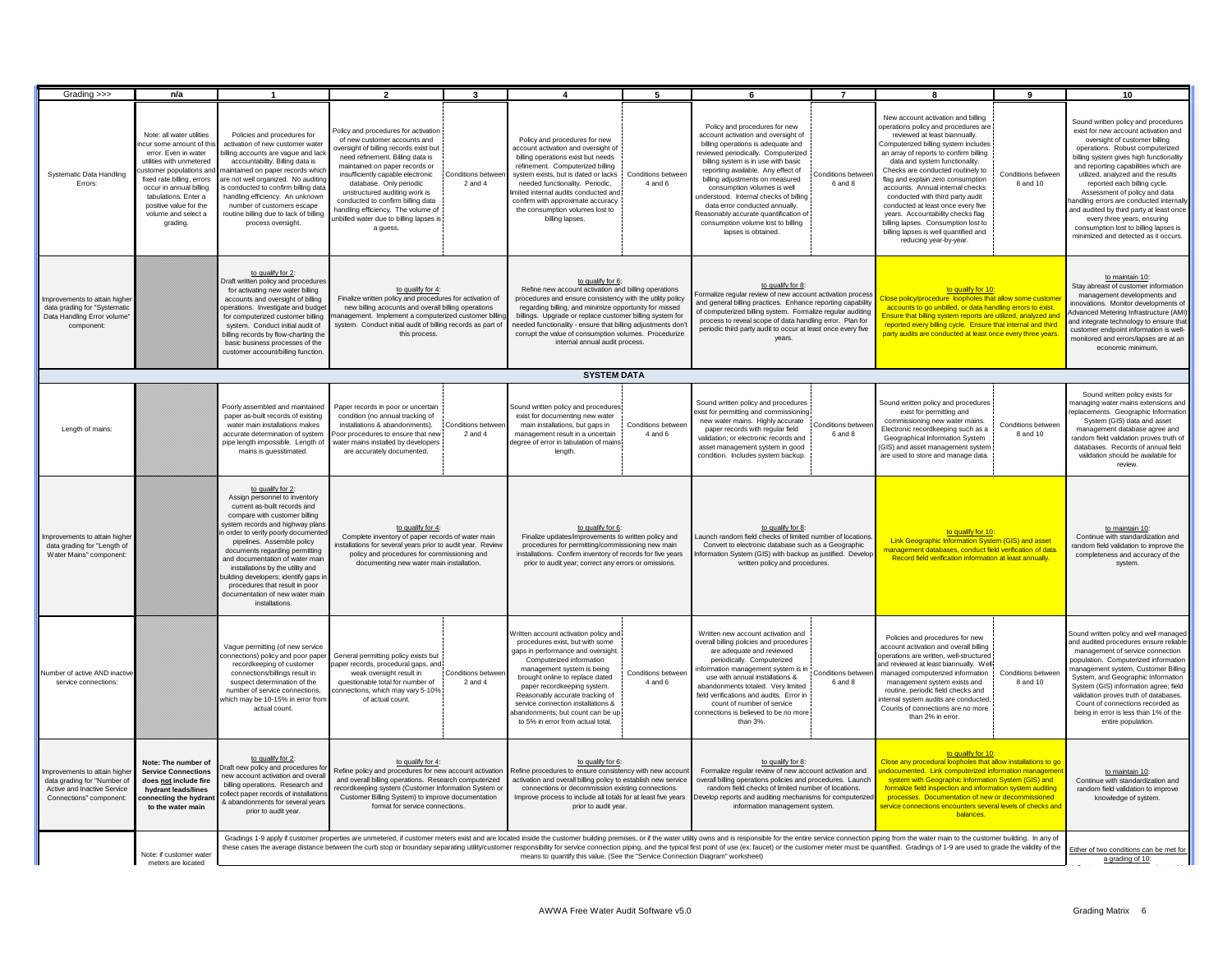| Grading >>> | n/a | 1 | 2 | 3 | 4 | 5 | 6 | 7 | 8 | 9 | 10 |
|---|---|---|---|---|---|---|---|---|---|---|---|
| Systematic Data Handling Errors: | Note: all water utilities incur some amount of this error. Even in water utilities with unmetered customer populations and fixed rate billing, errors occur in annual billing tabulations. Enter a positive value for the volume and select a grading. | Policies and procedures for activation of new customer water billing accounts are vague and lack accountability. Billing data is maintained on paper records which are not well organized. No auditing is conducted to confirm billing data handling efficiency. An unknown number of customers escape routine billing due to lack of billing process oversight. | Policy and procedures for activation of new customer accounts and oversight of billing records exist but need refinement. Billing data is maintained on paper records or insufficiently capable electronic database. Only periodic unstructured auditing work is conducted to confirm billing data handling efficiency. The volume of unbilled water due to billing lapses is a guess. | Conditions between 2 and 4 | Policy and procedures for new account activation and oversight of billing operations exist but needs refinement. Computerized billing system exists, but is dated or lacks needed functionality. Periodic, limited internal audits conducted and confirm with approximate accuracy the consumption volumes lost to billing lapses. | Conditions between 4 and 6 | Policy and procedures for new account activation and oversight of billing operations is adequate and reviewed periodically. Computerized billing system is in use with basic reporting available. Any effect of billing adjustments on measured consumption volumes is well understood. Internal checks of billing data error conducted annually. Reasonably accurate quantification of consumption volume lost to billing lapses is obtained. | Conditions between 6 and 8 | New account activation and billing operations policy and procedures are reviewed at least biannually. Computerized billing system includes an array of reports to confirm billing data and system functionality. Checks are conducted routinely to flag and explain zero consumption accounts. Annual internal checks conducted with third party audit conducted at least once every five years. Accountability checks flag billing lapses. Consumption lost to billing lapses is well quantified and reducing year-by-year. | Conditions between 8 and 10 | Sound written policy and procedures exist for new account activation and oversight of customer billing operations. Robust computerized billing system gives high functionality and reporting capabilities which are utilized, analyzed and the results reported each billing cycle. Assessment of policy and data handling errors are conducted internally and audited by third party at least once every three years, ensuring consumption lost to billing lapses is minimized and detected as it occurs. |
| Improvements to attain higher data grading for "Systematic Data Handling Error volume" component: | | to qualify for 2: Draft written policy and procedures for activating new water billing accounts and oversight of billing operations. Investigate and budget for computerized customer billing system. Conduct initial audit of billing records by flow-charting the basic business processes of the customer account/billing function. | to qualify for 4: Finalize written policy and procedures for activation of new billing accounts and overall billing operations management. Implement a computerized customer billing system. Conduct initial audit of billing records as part of this process. | | to qualify for 6: Refine new account activation and billing operations procedures and ensure consistency with the utility policy regarding billing, and minimize opportunity for missed billings. Upgrade or replace customer billing system for needed functionality - ensure that billing adjustments don't corrupt the value of consumption volumes. Procedurize internal annual audit process. | | to qualify for 8: Formalize regular review of new account activation process and general billing practices. Enhance reporting capability of computerized billing system. Formalize regular auditing process to reveal scope of data handling error. Plan for periodic third party audit to occur at least once every five years. | | to qualify for 10: Close policy/procedure loopholes that allow some customer accounts to go unbilled, or data handling errors to exist. Ensure that billing system reports are utilized, analyzed and reported every billing cycle. Ensure that internal and third party audits are conducted at least once every three years. | | to maintain 10: Stay abreast of customer information management developments and innovations. Monitor developments of Advanced Metering Infrastructure (AMI) and integrate technology to ensure that customer endpoint information is well-monitored and errors/lapses are at an economic minimum. |
| **SYSTEM DATA** | | | | | | | | | | | |
| Length of mains: | | Poorly assembled and maintained paper as-built records of existing water main installations makes accurate determination of system pipe length impossible. Length of mains is guesstimated. | Paper records in poor or uncertain condition (no annual tracking of installations & abandonments). Poor procedures to ensure that new water mains installed by developers are accurately documented. | Conditions between 2 and 4 | Sound written policy and procedures exist for documenting new water main installations, but gaps in management result in a uncertain degree of error in tabulation of mains length. | Conditions between 4 and 6 | Sound written policy and procedures exist for permitting and commissioning new water mains. Highly accurate paper records with regular field validation; or electronic records and asset management system in good condition. Includes system backup. | Conditions between 6 and 8 | Sound written policy and procedures exist for permitting and commissioning new water mains. Electronic recordkeeping such as a Geographical Information System (GIS) and asset management system are used to store and manage data. | Conditions between 8 and 10 | Sound written policy exists for managing water mains extensions and replacements. Geographic Information System (GIS) data and asset management database agree and random field validation proves truth of databases. Records of annual field validation should be available for review. |
| Improvements to attain higher data grading for "Length of Water Mains" component: | | to qualify for 2: Assign personnel to inventory current as-built records and compare with customer billing system records and highway plans in order to verify poorly documented pipelines. Assemble policy documents regarding permitting and documentation of water main installations by the utility and building developers; identify gaps in procedures that result in poor documentation of new water main installations. | to qualify for 4: Complete inventory of paper records of water main installations for several years prior to audit year. Review policy and procedures for commissioning and documenting new water main installation. | | to qualify for 6: Finalize updates/improvements to written policy and procedures for permitting/commissioning new main installations. Confirm inventory of records for five years prior to audit year; correct any errors or omissions. | | to qualify for 8: Launch random field checks of limited number of locations. Convert to electronic database such as a Geographic Information System (GIS) with backup as justified. Develop written policy and procedures. | | to qualify for 10: Link Geographic Information System (GIS) and asset management databases, conduct field verification of data. Record field verification information at least annually. | | to maintain 10: Continue with standardization and random field validation to improve the completeness and accuracy of the system. |
| Number of active AND inactive service connections: | | Vague permitting (of new service connections) policy and poor paper recordkeeping of customer connections/billings result in suspect determination of the number of service connections, which may be 10-15% in error from actual count. | General permitting policy exists but paper records, procedural gaps, and weak oversight result in questionable total for number of connections, which may vary 5-10% of actual count. | Conditions between 2 and 4 | Written account activation policy and procedures exist, but with some gaps in performance and oversight. Computerized information management system is being brought online to replace dated paper recordkeeping system. Reasonably accurate tracking of service connection installations & abandonments; but count can be up to 5% in error from actual total. | Conditions between 4 and 6 | Written new account activation and overall billing policies and procedures are adequate and reviewed periodically. Computerized information management system is in use with annual installations & abandonments totaled. Very limited field verifications and audits. Error in count of number of service connections is believed to be no more than 3%. | Conditions between 6 and 8 | Policies and procedures for new account activation and overall billing operations are written, well-structured and reviewed at least biannually. Well-managed computerized information management system exists and routine, periodic field checks and internal system audits are conducted. Counts of connections are no more than 2% in error. | Conditions between 8 and 10 | Sound written policy and well managed and audited procedures ensure reliable management of service connection population. Computerized information management system, Customer Billing System, and Geographic Information System (GIS) information agree; field validation proves truth of databases. Count of connections recorded as being in error is less than 1% of the entire population. |
| Improvements to attain higher data grading for "Number of Active and Inactive Service Connections" component: | **Note: The number of Service Connections does not include fire hydrant leads/lines connecting the hydrant to the water main** | to qualify for 2: Draft new policy and procedures for new account activation and overall billing operations. Research and collect paper records of installations & abandonments for several years prior to audit year. | to qualify for 4: Refine policy and procedures for new account activation and overall billing operations. Research computerized recordkeeping system (Customer Information System or Customer Billing System) to improve documentation format for service connections. | | to qualify for 6: Refine procedures to ensure consistency with new account activation and overall billing policy to establish new service connections or decommission existing connections. Improve process to include all totals for at least five years prior to audit year. | | to qualify for 8: Formalize regular review of new account activation and overall billing operations policies and procedures. Launch random field checks of limited number of locations. Develop reports and auditing mechanisms for computerized information management system. | | to qualify for 10: Close any procedural loopholes that allow installations to go undocumented. Link computerized information management system with Geographic Information System (GIS) and formalize field inspection and information system auditing processes. Documentation of new or decommissioned service connections encounters several levels of checks and balances. | | to maintain 10: Continue with standardization and random field validation to improve knowledge of system. |
| | Note: if customer water meters are located | Gradings 1-9 apply if customer properties are unmetered, if customer meters exist and are located inside the customer building premises, or if the water utility owns and is responsible for the entire service connection piping from the water main to the customer building. In any of these cases the average distance between the curb stop or boundary separating utility/customer responsibility for service connection piping, and the typical first point of use (ex: faucet) or the customer meter must be quantified. Gradings of 1-9 are used to grade the validity of the means to quantify this value. (See the "Service Connection Diagram" worksheet) | | | | | | | | | Either of two conditions can be met for a grading of 10: |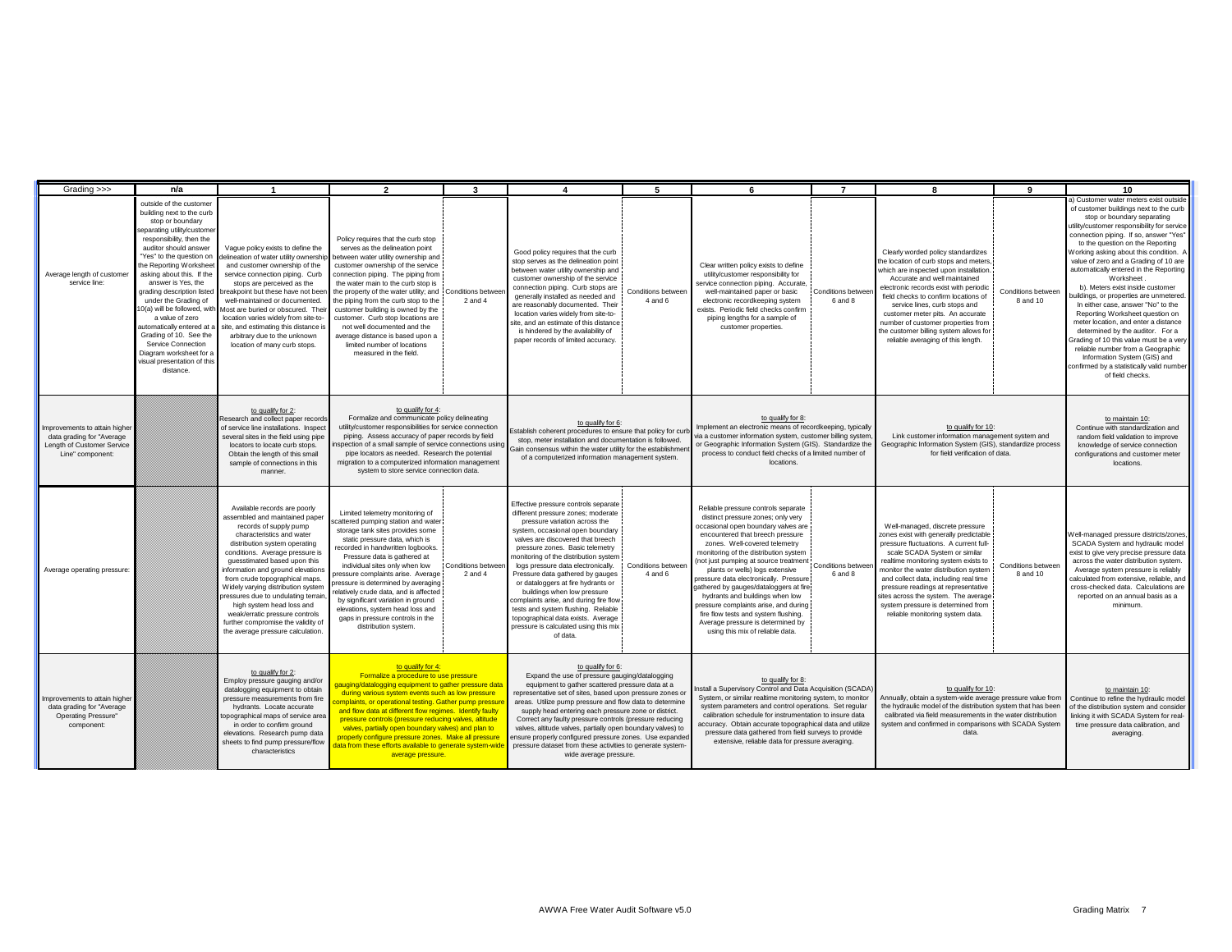| Grading >>> | n/a | 1 | 2 | 3 | 4 | 5 | 6 | 7 | 8 | 9 | 10 |
|---|---|---|---|---|---|---|---|---|---|---|---|
| Average length of customer service line: | outside of the customer building next to the curb stop or boundary separating utility/customer responsibility, then the auditor should answer "Yes" to the question on the Reporting Worksheet asking about this. If the answer is Yes, the grading description listed under the Grading of 10(a) will be followed, with a value of zero automatically entered at a Grading of 10. See the Service Connection Diagram worksheet for a visual presentation of this distance. | Vague policy exists to define the delineation of water utility ownership and customer ownership of the service connection piping. Curb stops are perceived as the breakpoint but these have not been well-maintained or documented. Most are buried or obscured. Their location varies widely from site-to-site, and estimating this distance is arbitrary due to the unknown location of many curb stops. | Policy requires that the curb stop serves as the delineation point between water utility ownership and customer ownership of the service connection piping. The piping from the water main to the curb stop is the property of the water utility; and the piping from the curb stop to the customer building is owned by the customer. Curb stop locations are not well documented and the average distance is based upon a limited number of locations measured in the field. | Conditions between 2 and 4 | Good policy requires that the curb stop serves as the delineation point between water utility ownership and customer ownership of the service connection piping. Curb stops are generally installed as needed and are reasonably documented. Their location varies widely from site-to-site, and an estimate of this distance is hindered by the availability of paper records of limited accuracy. | Conditions between 4 and 6 | Clear written policy exists to define utility/customer responsibility for service connection piping. Accurate, well-maintained paper or basic electronic recordkeeping system exists. Periodic field checks confirm piping lengths for a sample of customer properties. | Conditions between 6 and 8 | Clearly worded policy standardizes the location of curb stops and meters, which are inspected upon installation. Accurate and well maintained electronic records exist with periodic field checks to confirm locations of service lines, curb stops and customer meter pits. An accurate number of customer properties from the customer billing system allows for reliable averaging of this length. | Conditions between 8 and 10 | a) Customer water meters exist outside of customer buildings next to the curb stop or boundary separating utility/customer responsibility for service connection piping. If so, answer "Yes" to the question on the Reporting Worksheet asking about this condition. A value of zero and a Grading of 10 are automatically entered in the Reporting Worksheet . b). Meters exist inside customer buildings, or properties are unmetered. In either case, answer "No" to the Reporting Worksheet question on meter location, and enter a distance determined by the auditor. For a Grading of 10 this value must be a very reliable number from a Geographic Information System (GIS) and confirmed by a statistically valid number of field checks. |
| Improvements to attain higher data grading for "Average Length of Customer Service Line" component: | | to qualify for 2: Research and collect paper records of service line installations. Inspect several sites in the field using pipe locators to locate curb stops. Obtain the length of this small sample of connections in this manner. | to qualify for 4: Formalize and communicate policy delineating utility/customer responsibilities for service connection piping. Assess accuracy of paper records by field inspection of a small sample of service connections using pipe locators as needed. Research the potential migration to a computerized information management system to store service connection data. | | to qualify for 6: Establish coherent procedures to ensure that policy for curb stop, meter installation and documentation is followed. Gain consensus within the water utility for the establishment of a computerized information management system. | | to qualify for 8: Implement an electronic means of recordkeeping, typically via a customer information system, customer billing system, or Geographic Information System (GIS). Standardize the process to conduct field checks of a limited number of locations. | | to qualify for 10: Link customer information management system and Geographic Information System (GIS), standardize process for field verification of data. | | to maintain 10: Continue with standardization and random field validation to improve knowledge of service connection configurations and customer meter locations. |
| Average operating pressure: | | Available records are poorly assembled and maintained paper records of supply pump characteristics and water distribution system operating conditions. Average pressure is guesstimated based upon this information and ground elevations from crude topographical maps. Widely varying distribution system pressures due to undulating terrain, high system head loss and weak/erratic pressure controls further compromise the validity of the average pressure calculation. | Limited telemetry monitoring of scattered pumping station and water storage tank sites provides some static pressure data, which is recorded in handwritten logbooks. Pressure data is gathered at individual sites only when low pressure complaints arise. Average pressure is determined by averaging relatively crude data, and is affected by significant variation in ground elevations, system head loss and gaps in pressure controls in the distribution system. | Conditions between 2 and 4 | Effective pressure controls separate different pressure zones; moderate pressure variation across the system, occasional open boundary valves are discovered that breech pressure zones. Basic telemetry monitoring of the distribution system logs pressure data electronically. Pressure data gathered by gauges or dataloggers at fire hydrants or buildings when low pressure complaints arise, and during fire flow tests and system flushing. Reliable topographical data exists. Average pressure is calculated using this mix of data. | Conditions between 4 and 6 | Reliable pressure controls separate distinct pressure zones; only very occasional open boundary valves are encountered that breech pressure zones. Well-covered telemetry monitoring of the distribution system (not just pumping at source treatment plants or wells) logs extensive pressure data electronically. Pressure gathered by gauges/dataloggers at fire hydrants and buildings when low pressure complaints arise, and during fire flow tests and system flushing. Average pressure is determined by using this mix of reliable data. | Conditions between 6 and 8 | Well-managed, discrete pressure zones exist with generally predictable pressure fluctuations. A current full-scale SCADA System or similar realtime monitoring system exists to monitor the water distribution system and collect data, including real time pressure readings at representative sites across the system. The average system pressure is determined from reliable monitoring system data. | Conditions between 8 and 10 | Well-managed pressure districts/zones, SCADA System and hydraulic model exist to give very precise pressure data across the water distribution system. Average system pressure is reliably calculated from extensive, reliable, and cross-checked data. Calculations are reported on an annual basis as a minimum. |
| Improvements to attain higher data grading for "Average Operating Pressure" component: | | to qualify for 2: Employ pressure gauging and/or datalogging equipment to obtain pressure measurements from fire hydrants. Locate accurate topographical maps of service area in order to confirm ground elevations. Research pump data sheets to find pump pressure/flow characteristics | to qualify for 4: Formalize a procedure to use pressure gauging/datalogging equipment to gather pressure data during various system events such as low pressure complaints, or operational testing. Gather pump pressure and flow data at different flow regimes. Identify faulty pressure controls (pressure reducing valves, altitude valves, partially open boundary valves) and plan to properly configure pressure zones. Make all pressure data from these efforts available to generate system-wide average pressure. | | to qualify for 6: Expand the use of pressure gauging/datalogging equipment to gather scattered pressure data at a representative set of sites, based upon pressure zones or areas. Utilize pump pressure and flow data to determine supply head entering each pressure zone or district. Correct any faulty pressure controls (pressure reducing valves, altitude valves, partially open boundary valves) to ensure properly configured pressure zones. Use expanded pressure dataset from these activities to generate system-wide average pressure. | | to qualify for 8: Install a Supervisory Control and Data Acquisition (SCADA) System, or similar realtime monitoring system, to monitor system parameters and control operations. Set regular calibration schedule for instrumentation to insure data accuracy. Obtain accurate topographical data and utilize pressure data gathered from field surveys to provide extensive, reliable data for pressure averaging. | | to qualify for 10: Annually, obtain a system-wide average pressure value from the hydraulic model of the distribution system that has been calibrated via field measurements in the water distribution system and confirmed in comparisons with SCADA System data. | | to maintain 10: Continue to refine the hydraulic model of the distribution system and consider linking it with SCADA System for real-time pressure data calibration, and averaging. |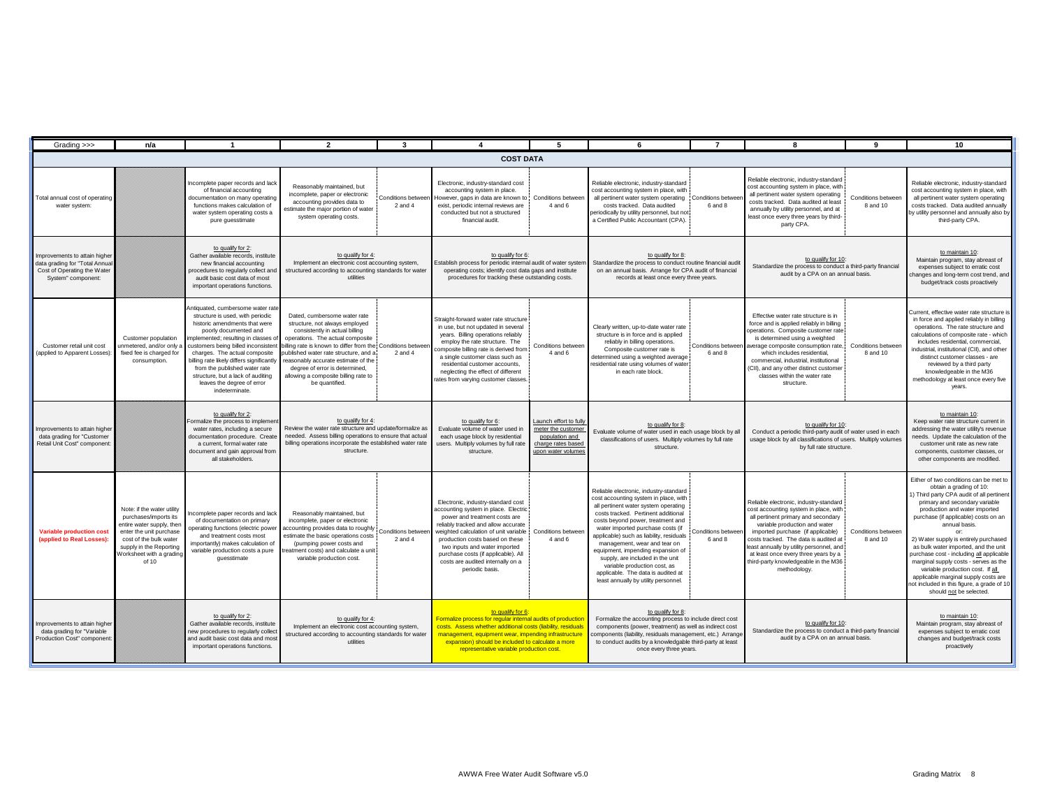| Grading >>> | n/a | 1 | 2 | 3 | 4 | 5 | 6 | 7 | 8 | 9 | 10 |
|---|---|---|---|---|---|---|---|---|---|---|---|
| **COST DATA** | | | | | | | | | | | |
| Total annual cost of operating water system: | | Incomplete paper records and lack of financial accounting documentation on many operating functions makes calculation of water system operating costs a pure guesstimate | Reasonably maintained, but incomplete, paper or electronic accounting provides data to estimate the major portion of water system operating costs. | Conditions between 2 and 4 | Electronic, industry-standard cost accounting system in place. However, gaps in data are known to exist, periodic internal reviews are conducted but not a structured financial audit. | Conditions between 4 and 6 | Reliable electronic, industry-standard cost accounting system in place, with all pertinent water system operating costs tracked. Data audited periodically by utility personnel, but not a Certified Public Accountant (CPA). | Conditions between 6 and 8 | Reliable electronic, industry-standard cost accounting system in place, with all pertinent water system operating costs tracked. Data audited at least annually by utility personnel, and at least once every three years by third-party CPA. | Conditions between 8 and 10 | Reliable electronic, industry-standard cost accounting system in place, with all pertinent water system operating costs tracked. Data audited annually by utility personnel and annually also by third-party CPA. |
| Improvements to attain higher data grading for "Total Annual Cost of Operating the Water System" component: | | to qualify for 2: Gather available records, institute new financial accounting procedures to regularly collect and audit basic cost data of most important operations functions. | to qualify for 4: Implement an electronic cost accounting system, structured according to accounting standards for water utilities | | to qualify for 6: Establish process for periodic internal audit of water system operating costs; identify cost data gaps and institute procedures for tracking these outstanding costs. | | to qualify for 8: Standardize the process to conduct routine financial audit on an annual basis. Arrange for CPA audit of financial records at least once every three years. | | to qualify for 10: Standardize the process to conduct a third-party financial audit by a CPA on an annual basis. | | to maintain 10: Maintain program, stay abreast of expenses subject to erratic cost changes and long-term cost trend, and budget/track costs proactively |
| Customer retail unit cost (applied to Apparent Losses): | Customer population unmetered, and/or only a fixed fee is charged for consumption. | Antiquated, cumbersome water rate structure is used, with periodic historic amendments that were poorly documented and implemented; resulting in classes of customers being billed inconsistent charges. The actual composite billing rate likely differs significantly from the published water rate structure, but a lack of auditing leaves the degree of error indeterminate. | Dated, cumbersome water rate structure, not always employed consistently in actual billing operations. The actual composite billing rate is known to differ from the published water rate structure, and a reasonably accurate estimate of the degree of error is determined, allowing a composite billing rate to be quantified. | Conditions between 2 and 4 | Straight-forward water rate structure in use, but not updated in several years. Billing operations reliably employ the rate structure. The composite billing rate is derived from a single customer class such as residential customer accounts, neglecting the effect of different rates from varying customer classes. | Conditions between 4 and 6 | Clearly written, up-to-date water rate structure is in force and is applied reliably in billing operations. Composite customer rate is determined using a weighted average residential rate using volumes of water in each rate block. | Conditions between 6 and 8 | Effective water rate structure is in force and is applied reliably in billing operations. Composite customer rate is determined using a weighted average composite consumption rate, which includes residential, commercial, industrial, institutional (CII), and any other distinct customer classes within the water rate structure. | Conditions between 8 and 10 | Current, effective water rate structure is in force and applied reliably in billing operations. The rate structure and calculations of composite rate - which includes residential, commercial, industrial, institutional (CII), and other distinct customer classes - are reviewed by a third party knowledgeable in the M36 methodology at least once every five years. |
| Improvements to attain higher data grading for "Customer Retail Unit Cost" component: | | to qualify for 2: Formalize the process to implement water rates, including a secure documentation procedure. Create a current, formal water rate document and gain approval from all stakeholders. | to qualify for 4: Review the water rate structure and update/formalize as needed. Assess billing operations to ensure that actual billing operations incorporate the established water rate structure. | | to qualify for 6: Evaluate volume of water used in each usage block by residential users. Multiply volumes by full rate structure. | Launch effort to fully meter the customer population and charge rates based upon water volumes | to qualify for 8: Evaluate volume of water used in each usage block by all classifications of users. Multiply volumes by full rate structure. | | to qualify for 10: Conduct a periodic third-party audit of water used in each usage block by all classifications of users. Multiply volumes by full rate structure. | | to maintain 10: Keep water rate structure current in addressing the water utility's revenue needs. Update the calculation of the customer unit rate as new rate components, customer classes, or other components are modified. |
| **Variable production cost (applied to Real Losses):** | Note: if the water utility purchases/imports its entire water supply, then enter the unit purchase cost of the bulk water supply in the Reporting Worksheet with a grading of 10 | Incomplete paper records and lack of documentation on primary operating functions (electric power and treatment costs most importantly) makes calculation of variable production costs a pure guesstimate | Reasonably maintained, but incomplete, paper or electronic accounting provides data to roughly estimate the basic operations costs (pumping power costs and treatment costs) and calculate a unit variable production cost. | Conditions between 2 and 4 | Electronic, industry-standard cost accounting system in place. Electric power and treatment costs are reliably tracked and allow accurate weighted calculation of unit variable production costs based on these two inputs and water imported purchase costs (if applicable). All costs are audited internally on a periodic basis. | Conditions between 4 and 6 | Reliable electronic, industry-standard cost accounting system in place, with all pertinent water system operating costs tracked. Pertinent additional costs beyond power, treatment and water imported purchase costs (if applicable) such as liability, residuals management, wear and tear on equipment, impending expansion of supply, are included in the unit variable production cost, as applicable. The data is audited at least annually by utility personnel. | Conditions between 6 and 8 | Reliable electronic, industry-standard cost accounting system in place, with all pertinent primary and secondary variable production and water imported purchase (if applicable) costs tracked. The data is audited at least annually by utility personnel, and at least once every three years by a third-party knowledgeable in the M36 methodology. | Conditions between 8 and 10 | Either of two conditions can be met to obtain a grading of 10: 1) Third party CPA audit of all pertinent primary and secondary variable production and water imported purchase (if applicable) costs on an annual basis. or: 2) Water supply is entirely purchased as bulk water imported, and the unit purchase cost - including all applicable marginal supply costs - serves as the variable production cost. If all applicable marginal supply costs are not included in this figure, a grade of 10 should not be selected. |
| Improvements to attain higher data grading for "Variable Production Cost" component: | | to qualify for 2: Gather available records, institute new procedures to regularly collect and audit basic cost data and most important operations functions. | to qualify for 4: Implement an electronic cost accounting system, structured according to accounting standards for water utilities | | to qualify for 6: Formalize process for regular internal audits of production costs. Assess whether additional costs (liability, residuals management, equipment wear, impending infrastructure expansion) should be included to calculate a more representative variable production cost. | | to qualify for 8: Formalize the accounting process to include direct cost components (power, treatment) as well as indirect cost components (liability, residuals management, etc.) Arrange to conduct audits by a knowledgable third-party at least once every three years. | | to qualify for 10: Standardize the process to conduct a third-party financial audit by a CPA on an annual basis. | | to maintain 10: Maintain program, stay abreast of expenses subject to erratic cost changes and budget/track costs proactively |

AWWA Free Water Audit Software v5.0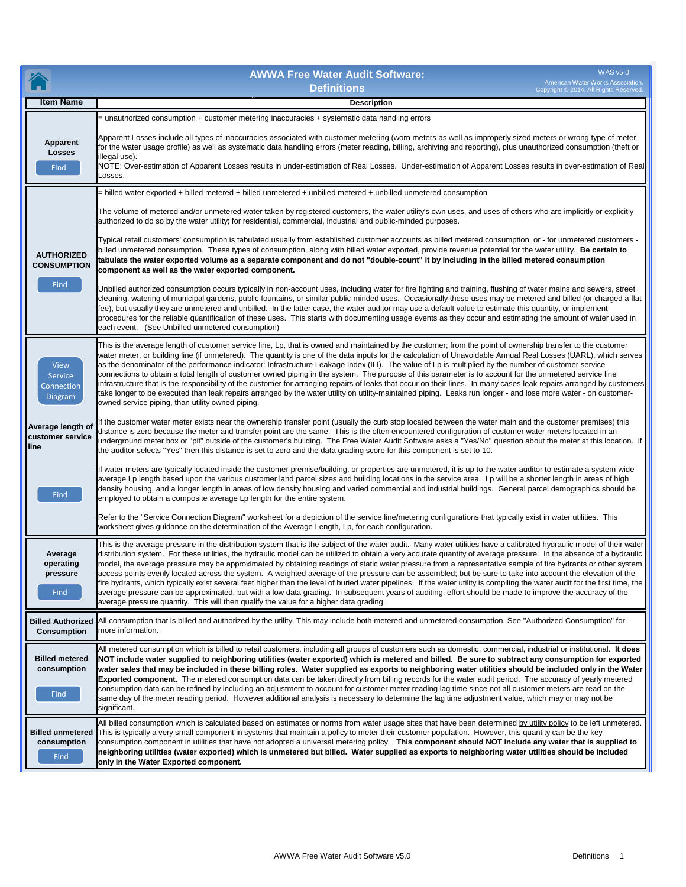# AWWA Free Water Audit Software: Definitions

WAS v5.0

American Water Works Association.
Copyright © 2014, All Rights Reserved.

| Item Name | Description |
|---|---|
| **Apparent Losses** Find | = unauthorized consumption + customer metering inaccuracies + systematic data handling errors<br><br>Apparent Losses include all types of inaccuracies associated with customer metering (worn meters as well as improperly sized meters or wrong type of meter for the water usage profile) as well as systematic data handling errors (meter reading, billing, archiving and reporting), plus unauthorized consumption (theft or illegal use).<br>NOTE: Over-estimation of Apparent Losses results in under-estimation of Real Losses. Under-estimation of Apparent Losses results in over-estimation of Real Losses. |
| **AUTHORIZED CONSUMPTION** Find | = billed water exported + billed metered + billed unmetered + unbilled metered + unbilled unmetered consumption<br><br>The volume of metered and/or unmetered water taken by registered customers, the water utility's own uses, and uses of others who are implicitly or explicitly authorized to do so by the water utility; for residential, commercial, industrial and public-minded purposes.<br><br>Typical retail customers' consumption is tabulated usually from established customer accounts as billed metered consumption, or - for unmetered customers - billed unmetered consumption. These types of consumption, along with billed water exported, provide revenue potential for the water utility. **Be certain to tabulate the water exported volume as a separate component and do not "double-count" it by including in the billed metered consumption component as well as the water exported component.**<br><br>Unbilled authorized consumption occurs typically in non-account uses, including water for fire fighting and training, flushing of water mains and sewers, street cleaning, watering of municipal gardens, public fountains, or similar public-minded uses. Occasionally these uses may be metered and billed (or charged a flat fee), but usually they are unmetered and unbilled. In the latter case, the water auditor may use a default value to estimate this quantity, or implement procedures for the reliable quantification of these uses. This starts with documenting usage events as they occur and estimating the amount of water used in each event. (See Unbilled unmetered consumption) |
| View Service Connection Diagram<br><br>**Average length of customer service line**<br><br>Find | This is the average length of customer service line, Lp, that is owned and maintained by the customer; from the point of ownership transfer to the customer water meter, or building line (if unmetered). The quantity is one of the data inputs for the calculation of Unavoidable Annual Real Losses (UARL), which serves as the denominator of the performance indicator: Infrastructure Leakage Index (ILI). The value of Lp is multiplied by the number of customer service connections to obtain a total length of customer owned piping in the system. The purpose of this parameter is to account for the unmetered service line infrastructure that is the responsibility of the customer for arranging repairs of leaks that occur on their lines. In many cases leak repairs arranged by customers take longer to be executed than leak repairs arranged by the water utility on utility-maintained piping. Leaks run longer - and lose more water - on customer-owned service piping, than utility owned piping.<br><br>If the customer water meter exists near the ownership transfer point (usually the curb stop located between the water main and the customer premises) this distance is zero because the meter and transfer point are the same. This is the often encountered configuration of customer water meters located in an underground meter box or "pit" outside of the customer's building. The Free Water Audit Software asks a "Yes/No" question about the meter at this location. If the auditor selects "Yes" then this distance is set to zero and the data grading score for this component is set to 10.<br><br>If water meters are typically located inside the customer premise/building, or properties are unmetered, it is up to the water auditor to estimate a system-wide average Lp length based upon the various customer land parcel sizes and building locations in the service area. Lp will be a shorter length in areas of high density housing, and a longer length in areas of low density housing and varied commercial and industrial buildings. General parcel demographics should be employed to obtain a composite average Lp length for the entire system.<br><br>Refer to the "Service Connection Diagram" worksheet for a depiction of the service line/metering configurations that typically exist in water utilities. This worksheet gives guidance on the determination of the Average Length, Lp, for each configuration. |
| **Average operating pressure** Find | This is the average pressure in the distribution system that is the subject of the water audit. Many water utilities have a calibrated hydraulic model of their water distribution system. For these utilities, the hydraulic model can be utilized to obtain a very accurate quantity of average pressure. In the absence of a hydraulic model, the average pressure may be approximated by obtaining readings of static water pressure from a representative sample of fire hydrants or other system access points evenly located across the system. A weighted average of the pressure can be assembled; but be sure to take into account the elevation of the fire hydrants, which typically exist several feet higher than the level of buried water pipelines. If the water utility is compiling the water audit for the first time, the average pressure can be approximated, but with a low data grading. In subsequent years of auditing, effort should be made to improve the accuracy of the average pressure quantity. This will then qualify the value for a higher data grading. |
| **Billed Authorized Consumption** | All consumption that is billed and authorized by the utility. This may include both metered and unmetered consumption. See "Authorized Consumption" for more information. |
| **Billed metered consumption** Find | All metered consumption which is billed to retail customers, including all groups of customers such as domestic, commercial, industrial or institutional. **It does NOT include water supplied to neighboring utilities (water exported) which is metered and billed. Be sure to subtract any consumption for exported water sales that may be included in these billing roles. Water supplied as exports to neighboring water utilities should be included only in the Water Exported component.** The metered consumption data can be taken directly from billing records for the water audit period. The accuracy of yearly metered consumption data can be refined by including an adjustment to account for customer meter reading lag time since not all customer meters are read on the same day of the meter reading period. However additional analysis is necessary to determine the lag time adjustment value, which may or may not be significant. |
| **Billed unmetered consumption** Find | All billed consumption which is calculated based on estimates or norms from water usage sites that have been determined by utility policy to be left unmetered. This is typically a very small component in systems that maintain a policy to meter their customer population. However, this quantity can be the key consumption component in utilities that have not adopted a universal metering policy. **This component should NOT include any water that is supplied to neighboring utilities (water exported) which is unmetered but billed. Water supplied as exports to neighboring water utilities should be included only in the Water Exported component.** |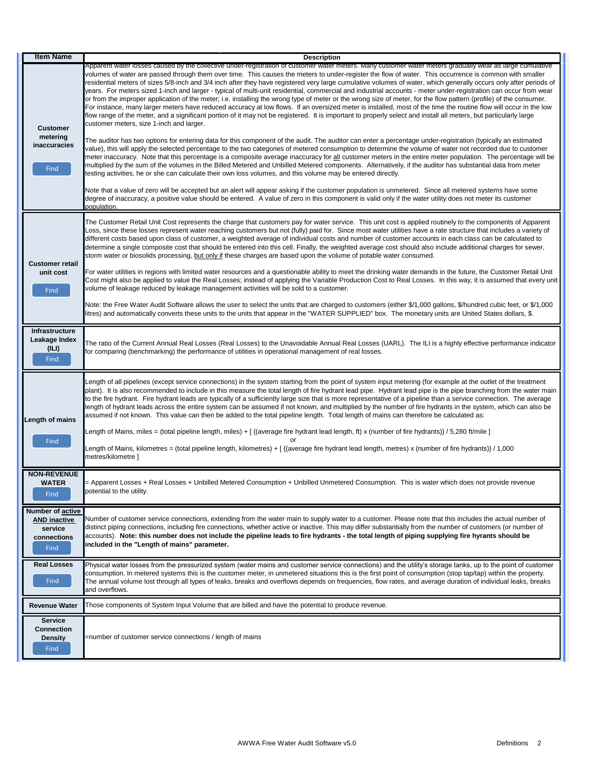| Item Name | Description |
|---|---|
| **Customer metering inaccuracies** Find | Apparent water losses caused by the collective under-registration of customer water meters. Many customer water meters gradually wear as large cumulative volumes of water are passed through them over time. This causes the meters to under-register the flow of water. This occurrence is common with smaller residential meters of sizes 5/8-inch and 3/4 inch after they have registered very large cumulative volumes of water, which generally occurs only after periods of years. For meters sized 1-inch and larger - typical of multi-unit residential, commercial and industrial accounts - meter under-registration can occur from wear or from the improper application of the meter; i.e. installing the wrong type of meter or the wrong size of meter, for the flow pattern (profile) of the consumer. For instance, many larger meters have reduced accuracy at low flows. If an oversized meter is installed, most of the time the routine flow will occur in the low flow range of the meter, and a significant portion of it may not be registered. It is important to properly select and install all meters, but particularly large customer meters, size 1-inch and larger.<br><br>The auditor has two options for entering data for this component of the audit. The auditor can enter a percentage under-registration (typically an estimated value), this will apply the selected percentage to the two categories of metered consumption to determine the volume of water not recorded due to customer meter inaccuracy. Note that this percentage is a composite average inaccuracy for all customer meters in the entire meter population. The percentage will be multiplied by the sum of the volumes in the Billed Metered and Unbilled Metered components. Alternatively, if the auditor has substantial data from meter testing activities, he or she can calculate their own loss volumes, and this volume may be entered directly.<br><br>Note that a value of zero will be accepted but an alert will appear asking if the customer population is unmetered. Since all metered systems have some degree of inaccuracy, a positive value should be entered. A value of zero in this component is valid only if the water utility does not meter its customer population. |
| **Customer retail unit cost** Find | The Customer Retail Unit Cost represents the charge that customers pay for water service. This unit cost is applied routinely to the components of Apparent Loss, since these losses represent water reaching customers but not (fully) paid for. Since most water utilities have a rate structure that includes a variety of different costs based upon class of customer, a weighted average of individual costs and number of customer accounts in each class can be calculated to determine a single composite cost that should be entered into this cell. Finally, the weighted average cost should also include additional charges for sewer, storm water or biosolids processing, but only if these charges are based upon the volume of potable water consumed.<br><br>For water utilities in regions with limited water resources and a questionable ability to meet the drinking water demands in the future, the Customer Retail Unit Cost might also be applied to value the Real Losses; instead of applying the Variable Production Cost to Real Losses. In this way, it is assumed that every unit volume of leakage reduced by leakage management activities will be sold to a customer.<br><br>Note: the Free Water Audit Software allows the user to select the units that are charged to customers (either $/1,000 gallons, $/hundred cubic feet, or $/1,000 litres) and automatically converts these units to the units that appear in the "WATER SUPPLIED" box. The monetary units are United States dollars, $. |
| **Infrastructure Leakage Index (ILI)** Find | The ratio of the Current Annual Real Losses (Real Losses) to the Unavoidable Annual Real Losses (UARL). The ILI is a highly effective performance indicator for comparing (benchmarking) the performance of utilities in operational management of real losses. |
| **Length of mains** Find | Length of all pipelines (except service connections) in the system starting from the point of system input metering (for example at the outlet of the treatment plant). It is also recommended to include in this measure the total length of fire hydrant lead pipe. Hydrant lead pipe is the pipe branching from the water main to the fire hydrant. Fire hydrant leads are typically of a sufficiently large size that is more representative of a pipeline than a service connection. The average length of hydrant leads across the entire system can be assumed if not known, and multiplied by the number of fire hydrants in the system, which can also be assumed if not known. This value can then be added to the total pipeline length. Total length of mains can therefore be calculated as:<br><br>Length of Mains, miles = (total pipeline length, miles) + [ {(average fire hydrant lead length, ft) x (number of fire hydrants)} / 5,280 ft/mile ]<br>or<br>Length of Mains, kilometres = (total pipeline length, kilometres) + [ {(average fire hydrant lead length, metres) x (number of fire hydrants)} / 1,000 metres/kilometre ] |
| **NON-REVENUE WATER** Find | = Apparent Losses + Real Losses + Unbilled Metered Consumption + Unbilled Unmetered Consumption. This is water which does not provide revenue potential to the utility. |
| **Number of active AND inactive service connections** Find | Number of customer service connections, extending from the water main to supply water to a customer. Please note that this includes the actual number of distinct piping connections, including fire connections, whether active or inactive. This may differ substantially from the number of customers (or number of accounts). **Note: this number does not include the pipeline leads to fire hydrants - the total length of piping supplying fire hyrants should be included in the "Length of mains" parameter.** |
| **Real Losses** Find | Physical water losses from the pressurized system (water mains and customer service connections) and the utility's storage tanks, up to the point of customer consumption. In metered systems this is the customer meter, in unmetered situations this is the first point of consumption (stop tap/tap) within the property. The annual volume lost through all types of leaks, breaks and overflows depends on frequencies, flow rates, and average duration of individual leaks, breaks and overflows. |
| **Revenue Water** | Those components of System Input Volume that are billed and have the potential to produce revenue. |
| **Service Connection Density** Find | =number of customer service connections / length of mains |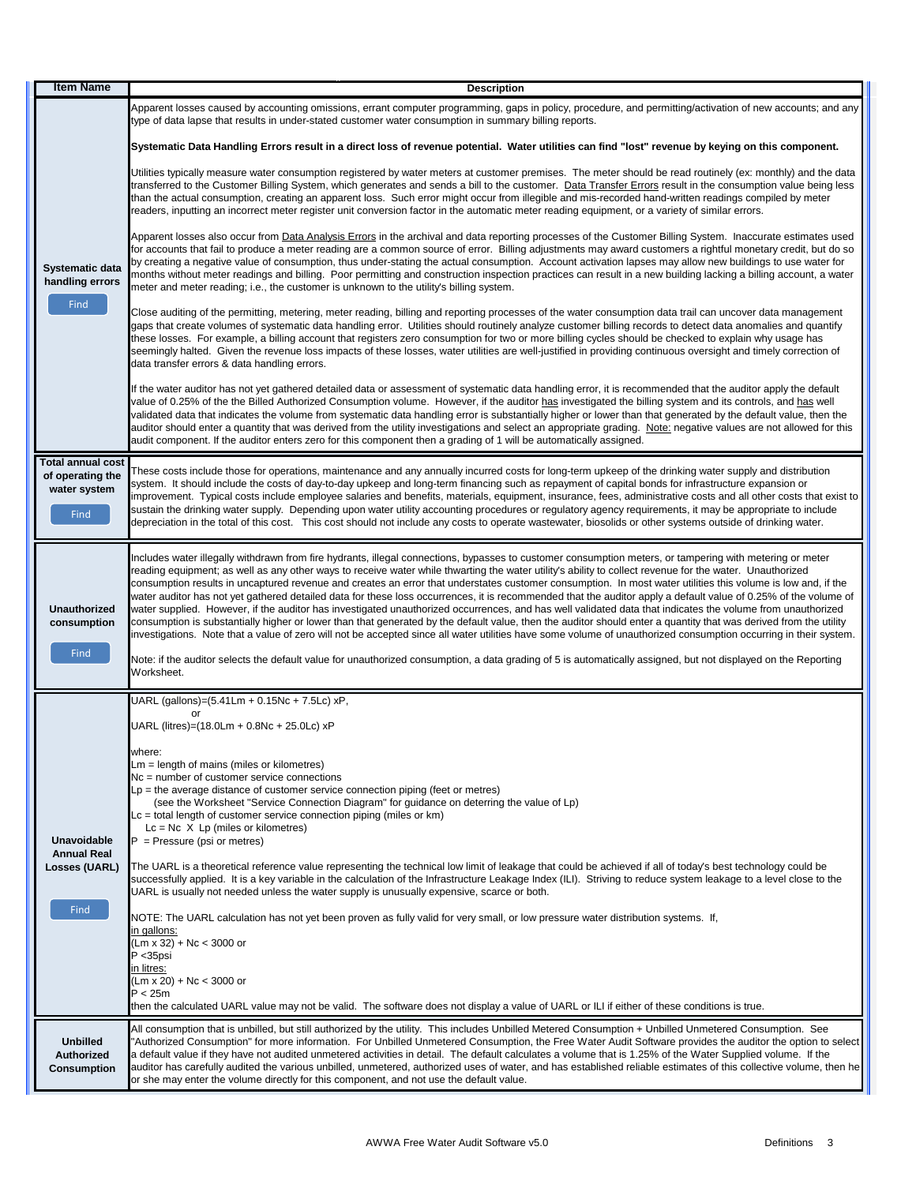| Item Name | Description |
|---|---|
| **Systematic data handling errors** Find | Apparent losses caused by accounting omissions, errant computer programming, gaps in policy, procedure, and permitting/activation of new accounts; and any type of data lapse that results in under-stated customer water consumption in summary billing reports.<br><br>**Systematic Data Handling Errors result in a direct loss of revenue potential. Water utilities can find "lost" revenue by keying on this component.**<br><br>Utilities typically measure water consumption registered by water meters at customer premises. The meter should be read routinely (ex: monthly) and the data transferred to the Customer Billing System, which generates and sends a bill to the customer. Data Transfer Errors result in the consumption value being less than the actual consumption, creating an apparent loss. Such error might occur from illegible and mis-recorded hand-written readings compiled by meter readers, inputting an incorrect meter register unit conversion factor in the automatic meter reading equipment, or a variety of similar errors.<br><br>Apparent losses also occur from Data Analysis Errors in the archival and data reporting processes of the Customer Billing System. Inaccurate estimates used for accounts that fail to produce a meter reading are a common source of error. Billing adjustments may award customers a rightful monetary credit, but do so by creating a negative value of consumption, thus under-stating the actual consumption. Account activation lapses may allow new buildings to use water for months without meter readings and billing. Poor permitting and construction inspection practices can result in a new building lacking a billing account, a water meter and meter reading; i.e., the customer is unknown to the utility's billing system.<br><br>Close auditing of the permitting, metering, meter reading, billing and reporting processes of the water consumption data trail can uncover data management gaps that create volumes of systematic data handling error. Utilities should routinely analyze customer billing records to detect data anomalies and quantify these losses. For example, a billing account that registers zero consumption for two or more billing cycles should be checked to explain why usage has seemingly halted. Given the revenue loss impacts of these losses, water utilities are well-justified in providing continuous oversight and timely correction of data transfer errors & data handling errors.<br><br>If the water auditor has not yet gathered detailed data or assessment of systematic data handling error, it is recommended that the auditor apply the default value of 0.25% of the Billed Authorized Consumption volume. However, if the auditor has investigated the billing system and its controls, and has well validated data that indicates the volume from systematic data handling error is substantially higher or lower than that generated by the default value, then the auditor should enter a quantity that was derived from the utility investigations and select an appropriate grading. Note: negative values are not allowed for this audit component. If the auditor enters zero for this component then a grading of 1 will be automatically assigned. |
| **Total annual cost of operating the water system** Find | These costs include those for operations, maintenance and any annually incurred costs for long-term upkeep of the drinking water supply and distribution system. It should include the costs of day-to-day upkeep and long-term financing such as repayment of capital bonds for infrastructure expansion or improvement. Typical costs include employee salaries and benefits, materials, equipment, insurance, fees, administrative costs and all other costs that exist to sustain the drinking water supply. Depending upon water utility accounting procedures or regulatory agency requirements, it may be appropriate to include depreciation in the total of this cost. This cost should not include any costs to operate wastewater, biosolids or other systems outside of drinking water. |
| **Unauthorized consumption** Find | Includes water illegally withdrawn from fire hydrants, illegal connections, bypasses to customer consumption meters, or tampering with metering or reading equipment; as well as any other ways to receive water while thwarting the water utility's ability to collect revenue for the water. Unauthorized consumption results in uncaptured revenue and creates an error that understates customer consumption. In most water utilities this volume is low and, if the water auditor has not yet gathered detailed data for these loss occurrences, it is recommended that the auditor apply a default value of 0.25% of the volume of water supplied. However, if the auditor has investigated unauthorized occurrences, and has well validated data that indicates the volume from unauthorized consumption is substantially higher or lower than that generated by the default value, then the auditor should enter a quantity that was derived from the utility investigations. Note that a value of zero will not be accepted since all water utilities have some volume of unauthorized consumption occurring in their system.<br><br>Note: if the auditor selects the default value for unauthorized consumption, a data grading of 5 is automatically assigned, but not displayed on the Reporting Worksheet. |
| **Unavoidable Annual Real Losses (UARL)** Find | UARL (gallons)=(5.41Lm + 0.15Nc + 7.5Lc) xP,<br>or<br>UARL (litres)=(18.0Lm + 0.8Nc + 25.0Lc) xP<br><br>where:<br>Lm = length of mains (miles or kilometres)<br>Nc = number of customer service connections<br>Lp = the average distance of customer service connection piping (feet or metres)<br>(see the Worksheet "Service Connection Diagram" for guidance on deterring the value of Lp)<br>Lc = total length of customer service connection piping (miles or km)<br>Lc = Nc X Lp (miles or kilometres)<br>P = Pressure (psi or metres)<br><br>The UARL is a theoretical reference value representing the technical low limit of leakage that could be achieved if all of today's best technology could be successfully applied. It is a key variable in the calculation of the Infrastructure Leakage Index (ILI). Striving to reduce system leakage to a level close to the UARL is usually not needed unless the water supply is unusually expensive, scarce or both.<br><br>NOTE: The UARL calculation has not yet been proven as fully valid for very small, or low pressure water distribution systems. If,<br>in gallons:<br>(Lm x 32) + Nc < 3000 or<br>P <35psi<br>in litres:<br>(Lm x 20) + Nc < 3000 or<br>P < 25m<br>then the calculated UARL value may not be valid. The software does not display a value of UARL or ILI if either of these conditions is true. |
| **Unbilled Authorized Consumption** | All consumption that is unbilled, but still authorized by the utility. This includes Unbilled Metered Consumption + Unbilled Unmetered Consumption. See "Authorized Consumption" for more information. For Unbilled Unmetered Consumption, the Free Water Audit Software provides the auditor the option to select a default value if they have not audited unmetered activities in detail. The default calculates a volume that is 1.25% of the Water Supplied volume. If the auditor has carefully audited the various unbilled, unmetered, authorized uses of water, and has established reliable estimates of this collective volume, then he or she may enter the volume directly for this component, and not use the default value. |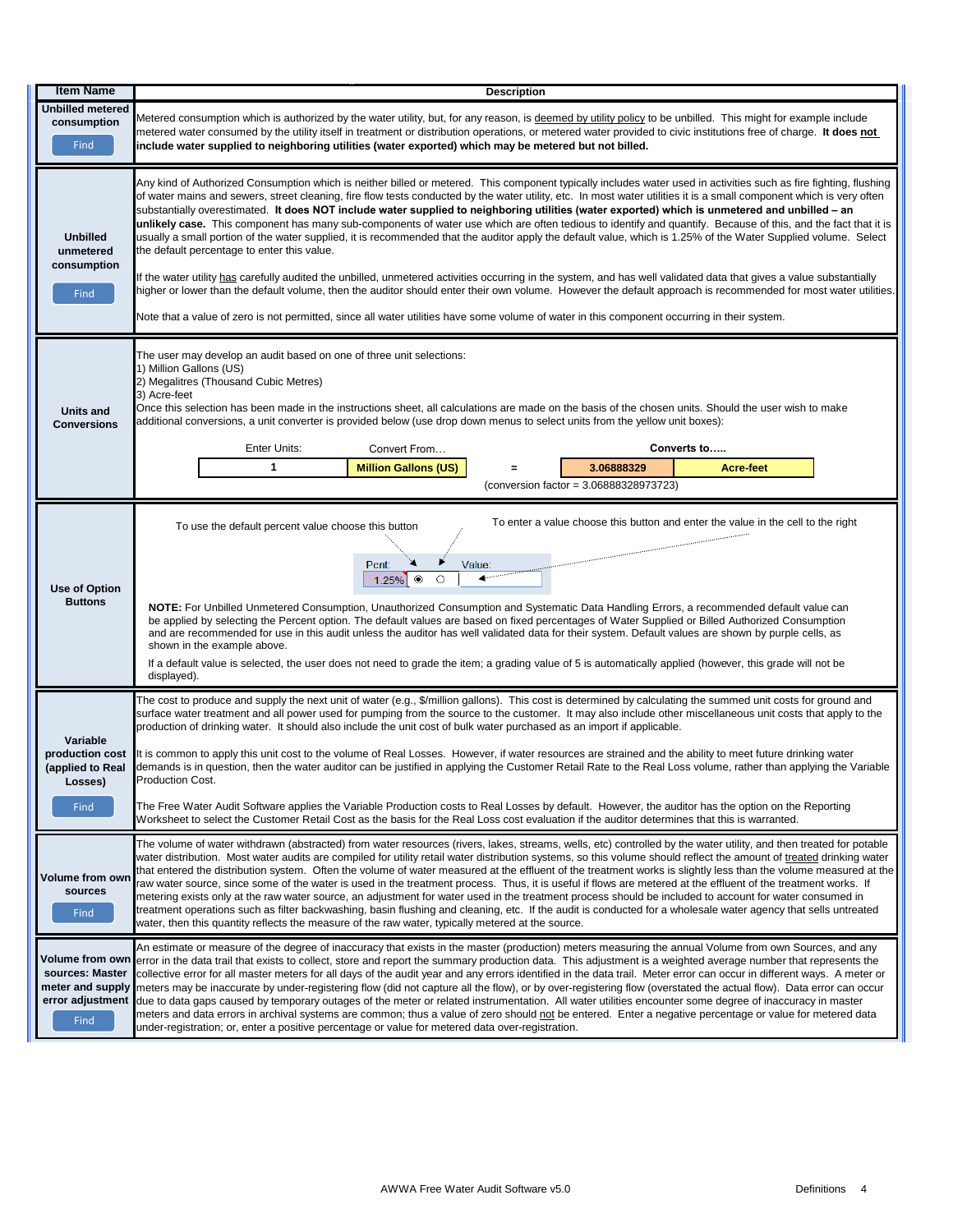| Item Name | Description |
|---|---|
| **Unbilled metered consumption** <br> Find | Metered consumption which is authorized by the water utility, but, for any reason, is deemed by utility policy to be unbilled. This might for example include metered water consumed by the utility itself in treatment or distribution operations, or metered water provided to civic institutions free of charge. **It does not include water supplied to neighboring utilities (water exported) which may be metered but not billed.** |
| **Unbilled unmetered consumption** <br> Find | Any kind of Authorized Consumption which is neither billed or metered. This component typically includes water used in activities such as fire fighting, flushing of water mains and sewers, street cleaning, fire flow tests conducted by the water utility, etc. In most water utilities it is a small component which is very often substantially overestimated. **It does NOT include water supplied to neighboring utilities (water exported) which is unmetered and unbilled – an unlikely case.** This component has many sub-components of water use which are often tedious to identify and quantify. Because of this, and the fact that it is usually a small portion of the water supplied, it is recommended that the auditor apply the default value, which is 1.25% of the Water Supplied volume. Select the default percentage to enter this value. <br><br> If the water utility has carefully audited the unbilled, unmetered activities occurring in the system, and has well validated data that gives a value substantially higher or lower than the default volume, then the auditor should enter their own volume. However the default approach is recommended for most water utilities. <br><br> Note that a value of zero is not permitted, since all water utilities have some volume of water in this component occurring in their system. |
| **Units and Conversions** | The user may develop an audit based on one of three unit selections: <br> 1) Million Gallons (US) <br> 2) Megalitres (Thousand Cubic Metres) <br> 3) Acre-feet <br> Once this selection has been made in the instructions sheet, all calculations are made on the basis of the chosen units. Should the user wish to make additional conversions, a unit converter is provided below (use drop down menus to select units from the yellow unit boxes): <br><br> Enter Units: 1 — Convert From… **Million Gallons (US)** = Converts to….. **3.06888329** **Acre-feet** <br> (conversion factor = 3.06888328973723) |
| **Use of Option Buttons** | To use the default percent value choose this button — To enter a value choose this button and enter the value in the cell to the right <br> Pcnt: 1.25% ◉ ○ Value: <br><br> **NOTE:** For Unbilled Unmetered Consumption, Unauthorized Consumption and Systematic Data Handling Errors, a recommended default value can be applied by selecting the Percent option. The default values are based on fixed percentages of Water Supplied or Billed Authorized Consumption and are recommended for use in this audit unless the auditor has well validated data for their system. Default values are shown by purple cells, as shown in the example above. <br><br> If a default value is selected, the user does not need to grade the item; a grading value of 5 is automatically applied (however, this grade will not be displayed). |
| **Variable production cost (applied to Real Losses)** <br> Find | The cost to produce and supply the next unit of water (e.g., $/million gallons). This cost is determined by calculating the summed unit costs for ground and surface water treatment and all power used for pumping from the source to the customer. It may also include other miscellaneous unit costs that apply to the production of drinking water. It should also include the unit cost of bulk water purchased as an import if applicable. <br><br> It is common to apply this unit cost to the volume of Real Losses. However, if water resources are strained and the ability to meet future drinking water demands is in question, then the water auditor can be justified in applying the Customer Retail Rate to the Real Loss volume, rather than applying the Variable Production Cost. <br><br> The Free Water Audit Software applies the Variable Production costs to Real Losses by default. However, the auditor has the option on the Reporting Worksheet to select the Customer Retail Cost as the basis for the Real Loss cost evaluation if the auditor determines that this is warranted. |
| **Volume from own sources** <br> Find | The volume of water withdrawn (abstracted) from water resources (rivers, lakes, streams, wells, etc) controlled by the water utility, and then treated for potable water distribution. Most water audits are compiled for utility retail water distribution systems, so this volume should reflect the amount of treated drinking water that entered the distribution system. Often the volume of water measured at the effluent of the treatment works is slightly less than the volume measured at the raw water source, since some of the water is used in the treatment process. Thus, it is useful if flows are metered at the effluent of the treatment works. If metering exists only at the raw water source, an adjustment for water used in the treatment process should be included to account for water consumed in treatment operations such as filter backwashing, basin flushing and cleaning, etc. If the audit is conducted for a wholesale water agency that sells untreated water, then this quantity reflects the measure of the raw water, typically metered at the source. |
| **Volume from own sources: Master meter and supply error adjustment** <br> Find | An estimate or measure of the degree of inaccuracy that exists in the master (production) meters measuring the annual Volume from own Sources, and any error in the data trail that exists to collect, store and report the summary production data. This adjustment is a weighted average number that represents the collective error for all master meters for all days of the audit year and any errors identified in the data trail. Meter error can occur in different ways. A meter or meters may be inaccurate by under-registering flow (did not capture all the flow), or by over-registering flow (overstated the actual flow). Data error can occur due to data gaps caused by temporary outages of the meter or related instrumentation. All water utilities encounter some degree of inaccuracy in master meters and data errors in archival systems are common; thus a value of zero should not be entered. Enter a negative percentage or value for metered data under-registration; or, enter a positive percentage or value for metered data over-registration. |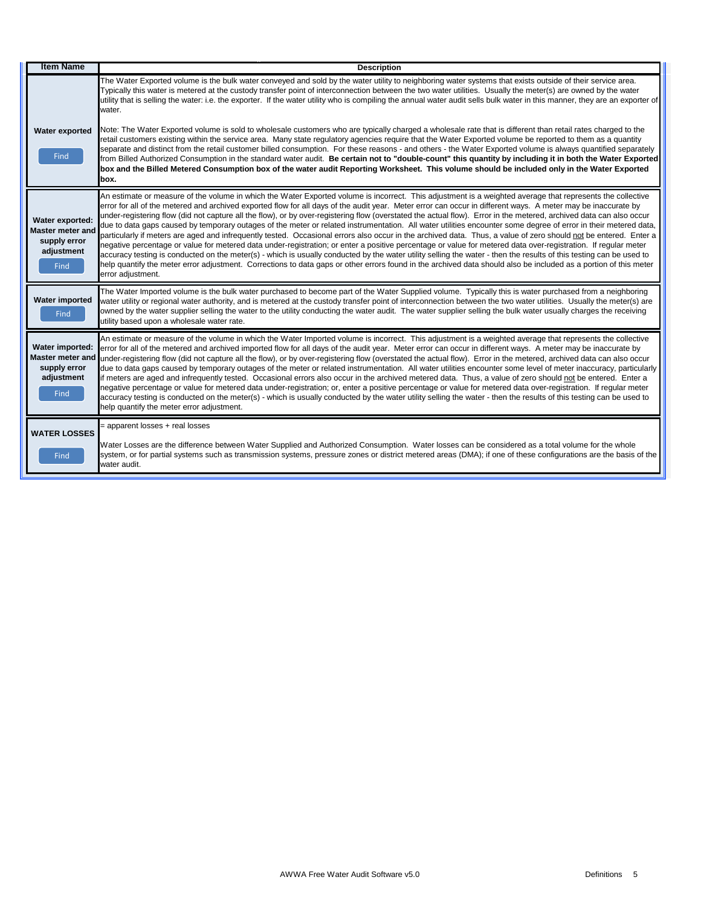| Item Name | Description |
| --- | --- |
| Water exported<br><br>Find | The Water Exported volume is the bulk water conveyed and sold by the water utility to neighboring water systems that exists outside of their service area. Typically this water is metered at the custody transfer point of interconnection between the two water utilities. Usually the meter(s) are owned by the water utility that is selling the water: i.e. the exporter. If the water utility who is compiling the annual water audit sells bulk water in this manner, they are an exporter of water.<br><br>Note: The Water Exported volume is sold to wholesale customers who are typically charged a wholesale rate that is different than retail rates charged to the retail customers existing within the service area. Many state regulatory agencies require that the Water Exported volume be reported to them as a quantity separate and distinct from the retail customer billed consumption. For these reasons - and others - the Water Exported volume is always quantified separately from Billed Authorized Consumption in the standard water audit. **Be certain not to "double-count" this quantity by including it in both the Water Exported box and the Billed Metered Consumption box of the water audit Reporting Worksheet. This volume should be included only in the Water Exported box.** |
| Water exported: Master meter and supply error adjustment<br><br>Find | An estimate or measure of the volume in which the Water Exported volume is incorrect. This adjustment is a weighted average that represents the collective error for all of the metered and archived exported flow for all days of the audit year. Meter error can occur in different ways. A meter may be inaccurate by under-registering flow (did not capture all the flow), or by over-registering flow (overstated the actual flow). Error in the metered, archived data can also occur due to data gaps caused by temporary outages of the meter or related instrumentation. All water utilities encounter some degree of error in their metered data, particularly if meters are aged and infrequently tested. Occasional errors also occur in the archived data. Thus, a value of zero should not be entered. Enter a negative percentage or value for metered data under-registration; or enter a positive percentage or value for metered data over-registration. If regular meter accuracy testing is conducted on the meter(s) - which is usually conducted by the water utility selling the water - then the results of this testing can be used to help quantify the meter error adjustment. Corrections to data gaps or other errors found in the archived data should also be included as a portion of this meter error adjustment. |
| Water imported<br><br>Find | The Water Imported volume is the bulk water purchased to become part of the Water Supplied volume. Typically this is water purchased from a neighboring water utility or regional water authority, and is metered at the custody transfer point of interconnection between the two water utilities. Usually the meter(s) are owned by the water supplier selling the water to the utility conducting the water audit. The water supplier selling the bulk water usually charges the receiving utility based upon a wholesale water rate. |
| Water imported: Master meter and supply error adjustment<br><br>Find | An estimate or measure of the volume in which the Water Imported volume is incorrect. This adjustment is a weighted average that represents the collective error for all of the metered and archived imported flow for all days of the audit year. Meter error can occur in different ways. A meter may be inaccurate by under-registering flow (did not capture all the flow), or by over-registering flow (overstated the actual flow). Error in the metered, archived data can also occur due to data gaps caused by temporary outages of the meter or related instrumentation. All water utilities encounter some level of meter inaccuracy, particularly if meters are aged and infrequently tested. Occasional errors also occur in the archived metered data. Thus, a value of zero should not be entered. Enter a negative percentage or value for metered data under-registration; or, enter a positive percentage or value for metered data over-registration. If regular meter accuracy testing is conducted on the meter(s) - which is usually conducted by the water utility selling the water - then the results of this testing can be used to help quantify the meter error adjustment. |
| WATER LOSSES<br><br>Find | = apparent losses + real losses<br><br>Water Losses are the difference between Water Supplied and Authorized Consumption. Water losses can be considered as a total volume for the whole system, or for partial systems such as transmission systems, pressure zones or district metered areas (DMA); if one of these configurations are the basis of the water audit. |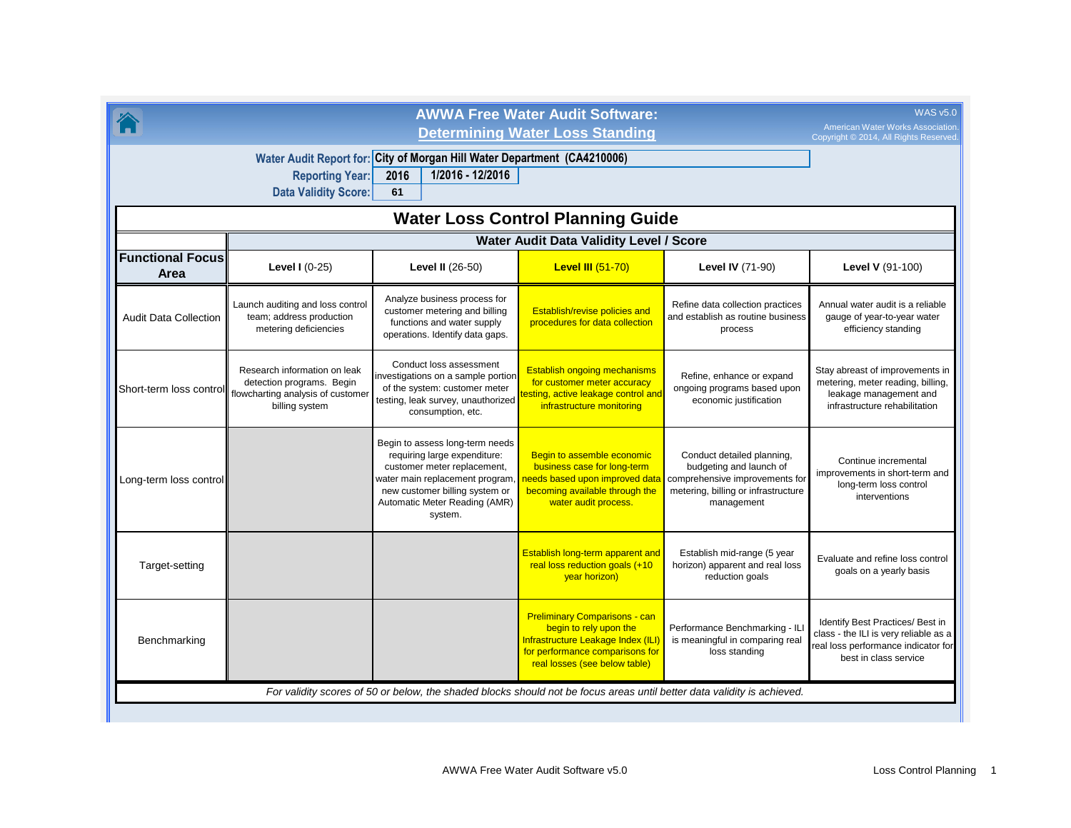# AWWA Free Water Audit Software:
## Determining Water Loss Standing

WAS v5.0
American Water Works Association.
Copyright © 2014, All Rights Reserved.

**Water Audit Report for:** City of Morgan Hill Water Department (CA4210006)
**Reporting Year:** 2016 | 1/2016 - 12/2016
**Data Validity Score:** 61

## Water Loss Control Planning Guide

| Functional Focus Area | Water Audit Data Validity Level / Score | | | | |
|---|---|---|---|---|---|
| | **Level I** (0-25) | **Level II** (26-50) | **Level III** (51-70) | **Level IV** (71-90) | **Level V** (91-100) |
| Audit Data Collection | Launch auditing and loss control team; address production metering deficiencies | Analyze business process for customer metering and billing functions and water supply operations. Identify data gaps. | Establish/revise policies and procedures for data collection | Refine data collection practices and establish as routine business process | Annual water audit is a reliable gauge of year-to-year water efficiency standing |
| Short-term loss control | Research information on leak detection programs. Begin flowcharting analysis of customer billing system | Conduct loss assessment investigations on a sample portion of the system: customer meter testing, leak survey, unauthorized consumption, etc. | Establish ongoing mechanisms for customer meter accuracy testing, active leakage control and infrastructure monitoring | Refine, enhance or expand ongoing programs based upon economic justification | Stay abreast of improvements in metering, meter reading, billing, leakage management and infrastructure rehabilitation |
| Long-term loss control | | Begin to assess long-term needs requiring large expenditure: customer meter replacement, water main replacement program, new customer billing system or Automatic Meter Reading (AMR) system. | Begin to assemble economic business case for long-term needs based upon improved data becoming available through the water audit process. | Conduct detailed planning, budgeting and launch of comprehensive improvements for metering, billing or infrastructure management | Continue incremental improvements in short-term and long-term loss control interventions |
| Target-setting | | | Establish long-term apparent and real loss reduction goals (+10 year horizon) | Establish mid-range (5 year horizon) apparent and real loss reduction goals | Evaluate and refine loss control goals on a yearly basis |
| Benchmarking | | | Preliminary Comparisons - can begin to rely upon the Infrastructure Leakage Index (ILI) for performance comparisons for real losses (see below table) | Performance Benchmarking - ILI is meaningful in comparing real loss standing | Identify Best Practices/ Best in class - the ILI is very reliable as a real loss performance indicator for best in class service |

*For validity scores of 50 or below, the shaded blocks should not be focus areas until better data validity is achieved.*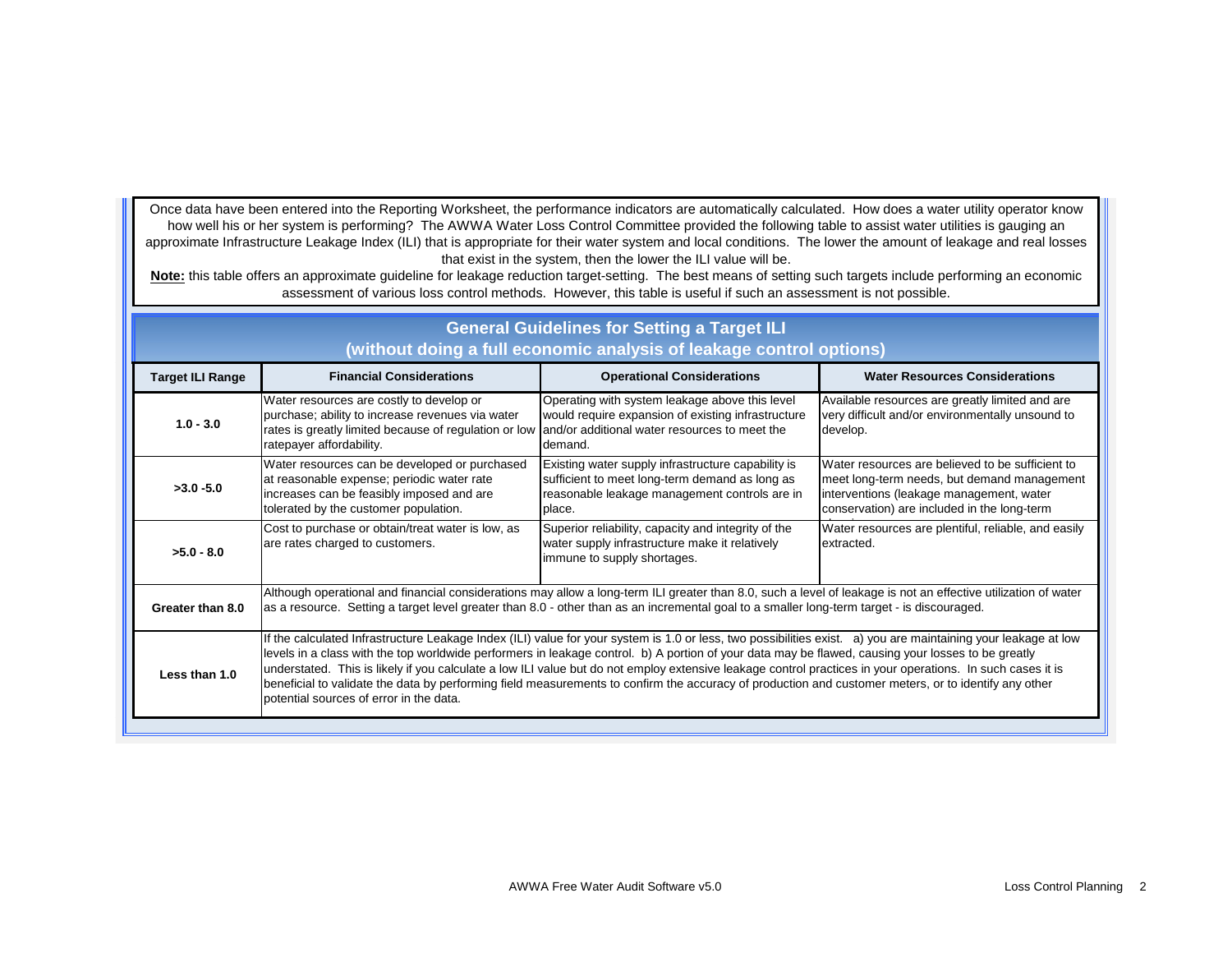Once data have been entered into the Reporting Worksheet, the performance indicators are automatically calculated. How does a water utility operator know how well his or her system is performing? The AWWA Water Loss Control Committee provided the following table to assist water utilities is gauging an approximate Infrastructure Leakage Index (ILI) that is appropriate for their water system and local conditions. The lower the amount of leakage and real losses that exist in the system, then the lower the ILI value will be.

**Note:** this table offers an approximate guideline for leakage reduction target-setting. The best means of setting such targets include performing an economic assessment of various loss control methods. However, this table is useful if such an assessment is not possible.

## General Guidelines for Setting a Target ILI (without doing a full economic analysis of leakage control options)

| Target ILI Range | Financial Considerations | Operational Considerations | Water Resources Considerations |
|---|---|---|---|
| 1.0 - 3.0 | Water resources are costly to develop or purchase; ability to increase revenues via water rates is greatly limited because of regulation or low ratepayer affordability. | Operating with system leakage above this level would require expansion of existing infrastructure and/or additional water resources to meet the demand. | Available resources are greatly limited and are very difficult and/or environmentally unsound to develop. |
| >3.0 -5.0 | Water resources can be developed or purchased at reasonable expense; periodic water rate increases can be feasibly imposed and are tolerated by the customer population. | Existing water supply infrastructure capability is sufficient to meet long-term demand as long as reasonable leakage management controls are in place. | Water resources are believed to be sufficient to meet long-term needs, but demand management interventions (leakage management, water conservation) are included in the long-term |
| >5.0 - 8.0 | Cost to purchase or obtain/treat water is low, as are rates charged to customers. | Superior reliability, capacity and integrity of the water supply infrastructure make it relatively immune to supply shortages. | Water resources are plentiful, reliable, and easily extracted. |
| Greater than 8.0 | Although operational and financial considerations may allow a long-term ILI greater than 8.0, such a level of leakage is not an effective utilization of water as a resource. Setting a target level greater than 8.0 - other than as an incremental goal to a smaller long-term target - is discouraged. | | |
| Less than 1.0 | If the calculated Infrastructure Leakage Index (ILI) value for your system is 1.0 or less, two possibilities exist. a) you are maintaining your leakage at low levels in a class with the top worldwide performers in leakage control. b) A portion of your data may be flawed, causing your losses to be greatly understated. This is likely if you calculate a low ILI value but do not employ extensive leakage control practices in your operations. In such cases it is beneficial to validate the data by performing field measurements to confirm the accuracy of production and customer meters, or to identify any other potential sources of error in the data. | | |